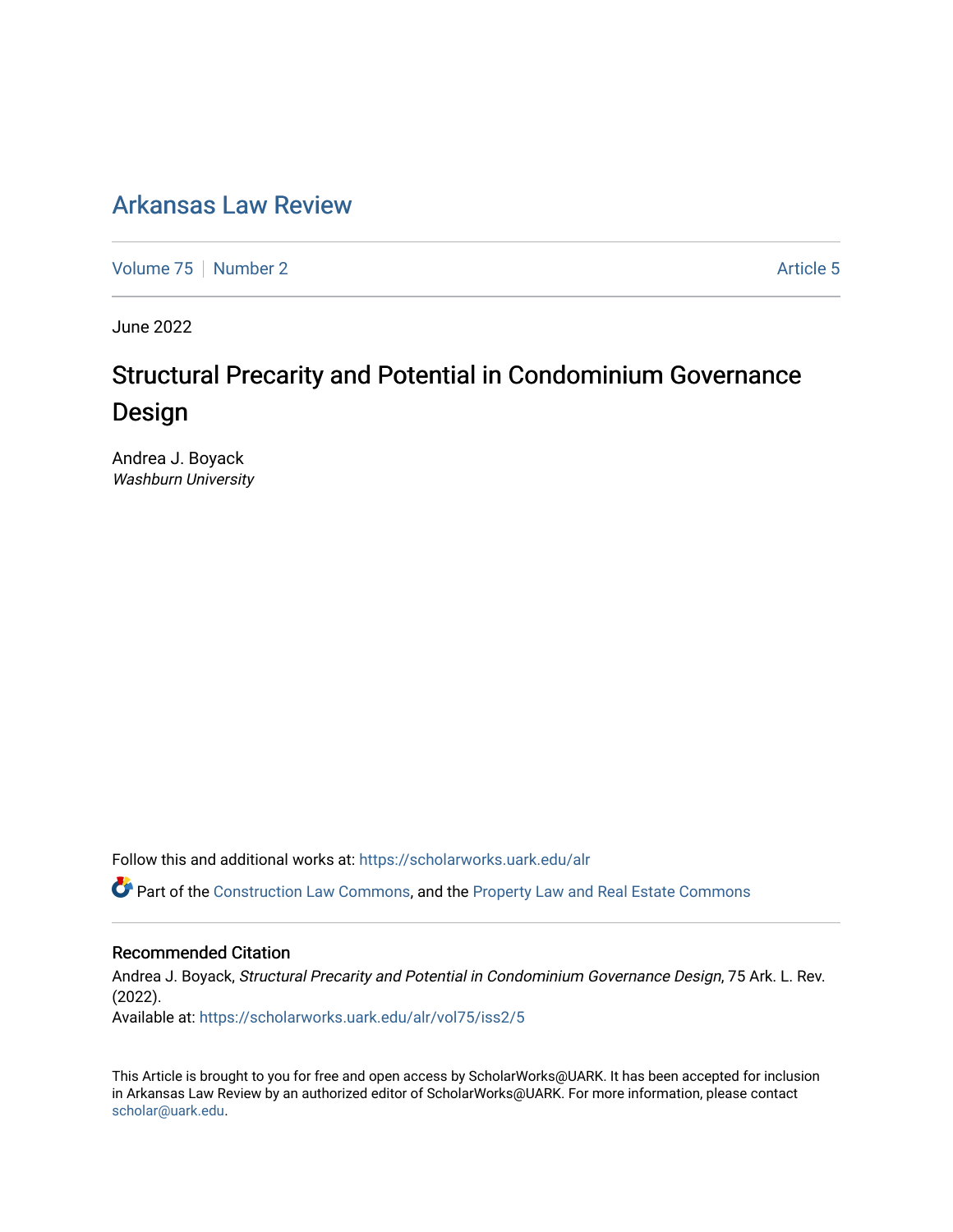# Arkansas Law Review

Volume 75 | Number 2 | Article 5

June 2022

## Structural Precarity and Potential in Condominium Governance Design

Andrea J. Boyack
*Washburn University*

Follow this and additional works at: https://scholarworks.uark.edu/alr

Part of the Construction Law Commons, and the Property Law and Real Estate Commons

### Recommended Citation

Andrea J. Boyack, *Structural Precarity and Potential in Condominium Governance Design*, 75 Ark. L. Rev. (2022).
Available at: https://scholarworks.uark.edu/alr/vol75/iss2/5

This Article is brought to you for free and open access by ScholarWorks@UARK. It has been accepted for inclusion in Arkansas Law Review by an authorized editor of ScholarWorks@UARK. For more information, please contact scholar@uark.edu.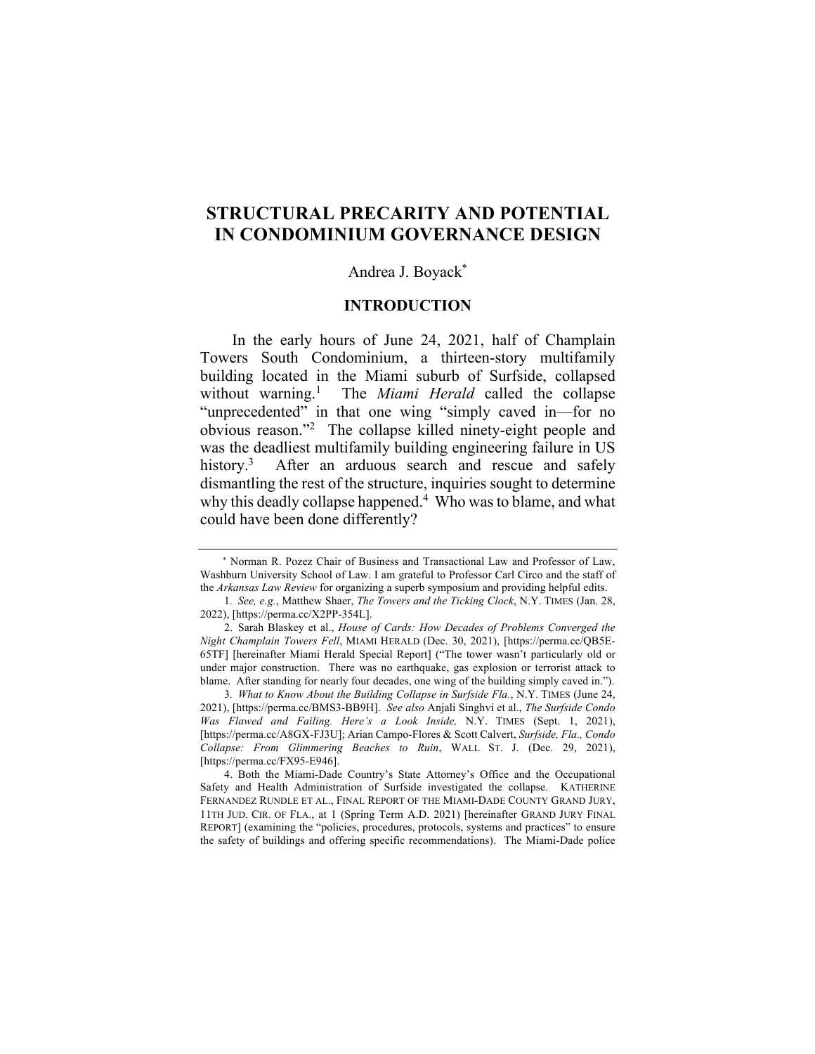# STRUCTURAL PRECARITY AND POTENTIAL IN CONDOMINIUM GOVERNANCE DESIGN

Andrea J. Boyack[*]

## INTRODUCTION

In the early hours of June 24, 2021, half of Champlain Towers South Condominium, a thirteen-story multifamily building located in the Miami suburb of Surfside, collapsed without warning.[1] The *Miami Herald* called the collapse "unprecedented" in that one wing "simply caved in—for no obvious reason."[2] The collapse killed ninety-eight people and was the deadliest multifamily building engineering failure in US history.[3] After an arduous search and rescue and safely dismantling the rest of the structure, inquiries sought to determine why this deadly collapse happened.[4] Who was to blame, and what could have been done differently?

---

[*] Norman R. Pozez Chair of Business and Transactional Law and Professor of Law, Washburn University School of Law. I am grateful to Professor Carl Circo and the staff of the *Arkansas Law Review* for organizing a superb symposium and providing helpful edits.

1. *See, e.g.*, Matthew Shaer, *The Towers and the Ticking Clock*, N.Y. TIMES (Jan. 28, 2022), [https://perma.cc/X2PP-354L].

2. Sarah Blaskey et al., *House of Cards: How Decades of Problems Converged the Night Champlain Towers Fell*, MIAMI HERALD (Dec. 30, 2021), [https://perma.cc/QB5E-65TF] [hereinafter Miami Herald Special Report] ("The tower wasn't particularly old or under major construction. There was no earthquake, gas explosion or terrorist attack to blame. After standing for nearly four decades, one wing of the building simply caved in.").

3. *What to Know About the Building Collapse in Surfside Fla.*, N.Y. TIMES (June 24, 2021), [https://perma.cc/BMS3-BB9H]. *See also* Anjali Singhvi et al., *The Surfside Condo Was Flawed and Failing. Here's a Look Inside,* N.Y. TIMES (Sept. 1, 2021), [https://perma.cc/A8GX-FJ3U]; Arian Campo-Flores & Scott Calvert, *Surfside, Fla., Condo Collapse: From Glimmering Beaches to Ruin*, WALL ST. J. (Dec. 29, 2021), [https://perma.cc/FX95-E946].

4. Both the Miami-Dade Country's State Attorney's Office and the Occupational Safety and Health Administration of Surfside investigated the collapse. KATHERINE FERNANDEZ RUNDLE ET AL., FINAL REPORT OF THE MIAMI-DADE COUNTY GRAND JURY, 11TH JUD. CIR. OF FLA., at 1 (Spring Term A.D. 2021) [hereinafter GRAND JURY FINAL REPORT] (examining the "policies, procedures, protocols, systems and practices" to ensure the safety of buildings and offering specific recommendations). The Miami-Dade police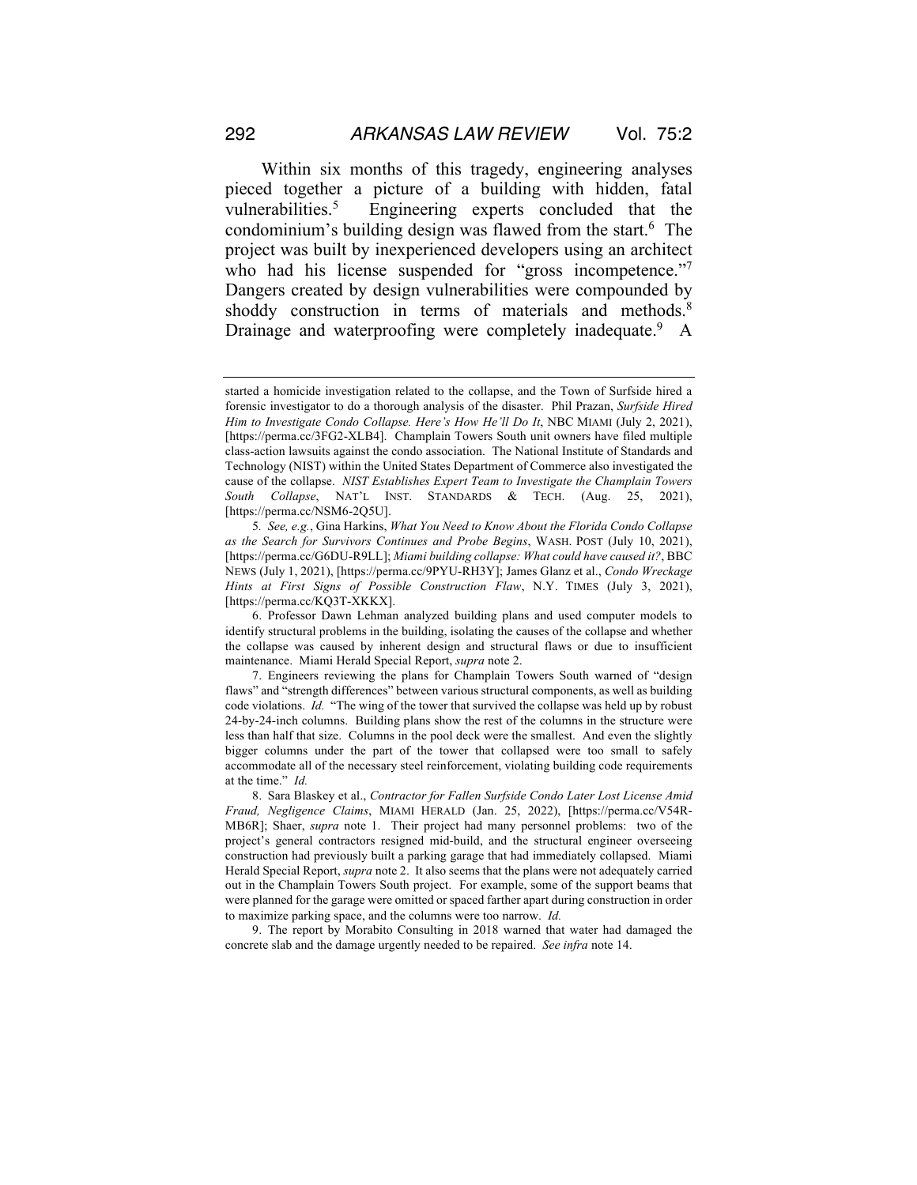Within six months of this tragedy, engineering analyses pieced together a picture of a building with hidden, fatal vulnerabilities.[5] Engineering experts concluded that the condominium's building design was flawed from the start.[6] The project was built by inexperienced developers using an architect who had his license suspended for "gross incompetence."[7] Dangers created by design vulnerabilities were compounded by shoddy construction in terms of materials and methods.[8] Drainage and waterproofing were completely inadequate.[9] A

---

started a homicide investigation related to the collapse, and the Town of Surfside hired a forensic investigator to do a thorough analysis of the disaster. Phil Prazan, *Surfside Hired Him to Investigate Condo Collapse. Here's How He'll Do It*, NBC MIAMI (July 2, 2021), [https://perma.cc/3FG2-XLB4]. Champlain Towers South unit owners have filed multiple class-action lawsuits against the condo association. The National Institute of Standards and Technology (NIST) within the United States Department of Commerce also investigated the cause of the collapse. *NIST Establishes Expert Team to Investigate the Champlain Towers South Collapse*, NAT'L INST. STANDARDS & TECH. (Aug. 25, 2021), [https://perma.cc/NSM6-2Q5U].

5. *See, e.g.*, Gina Harkins, *What You Need to Know About the Florida Condo Collapse as the Search for Survivors Continues and Probe Begins*, WASH. POST (July 10, 2021), [https://perma.cc/G6DU-R9LL]; *Miami building collapse: What could have caused it?*, BBC NEWS (July 1, 2021), [https://perma.cc/9PYU-RH3Y]; James Glanz et al., *Condo Wreckage Hints at First Signs of Possible Construction Flaw*, N.Y. TIMES (July 3, 2021), [https://perma.cc/KQ3T-XKKX].

6. Professor Dawn Lehman analyzed building plans and used computer models to identify structural problems in the building, isolating the causes of the collapse and whether the collapse was caused by inherent design and structural flaws or due to insufficient maintenance. Miami Herald Special Report, *supra* note 2.

7. Engineers reviewing the plans for Champlain Towers South warned of "design flaws" and "strength differences" between various structural components, as well as building code violations. *Id.* "The wing of the tower that survived the collapse was held up by robust 24-by-24-inch columns. Building plans show the rest of the columns in the structure were less than half that size. Columns in the pool deck were the smallest. And even the slightly bigger columns under the part of the tower that collapsed were too small to safely accommodate all of the necessary steel reinforcement, violating building code requirements at the time." *Id.*

8. Sara Blaskey et al., *Contractor for Fallen Surfside Condo Later Lost License Amid Fraud, Negligence Claims*, MIAMI HERALD (Jan. 25, 2022), [https://perma.cc/V54R-MB6R]; Shaer, *supra* note 1. Their project had many personnel problems: two of the project's general contractors resigned mid-build, and the structural engineer overseeing construction had previously built a parking garage that had immediately collapsed. Miami Herald Special Report, *supra* note 2. It also seems that the plans were not adequately carried out in the Champlain Towers South project. For example, some of the support beams that were planned for the garage were omitted or spaced farther apart during construction in order to maximize parking space, and the columns were too narrow. *Id.*

9. The report by Morabito Consulting in 2018 warned that water had damaged the concrete slab and the damage urgently needed to be repaired. *See infra* note 14.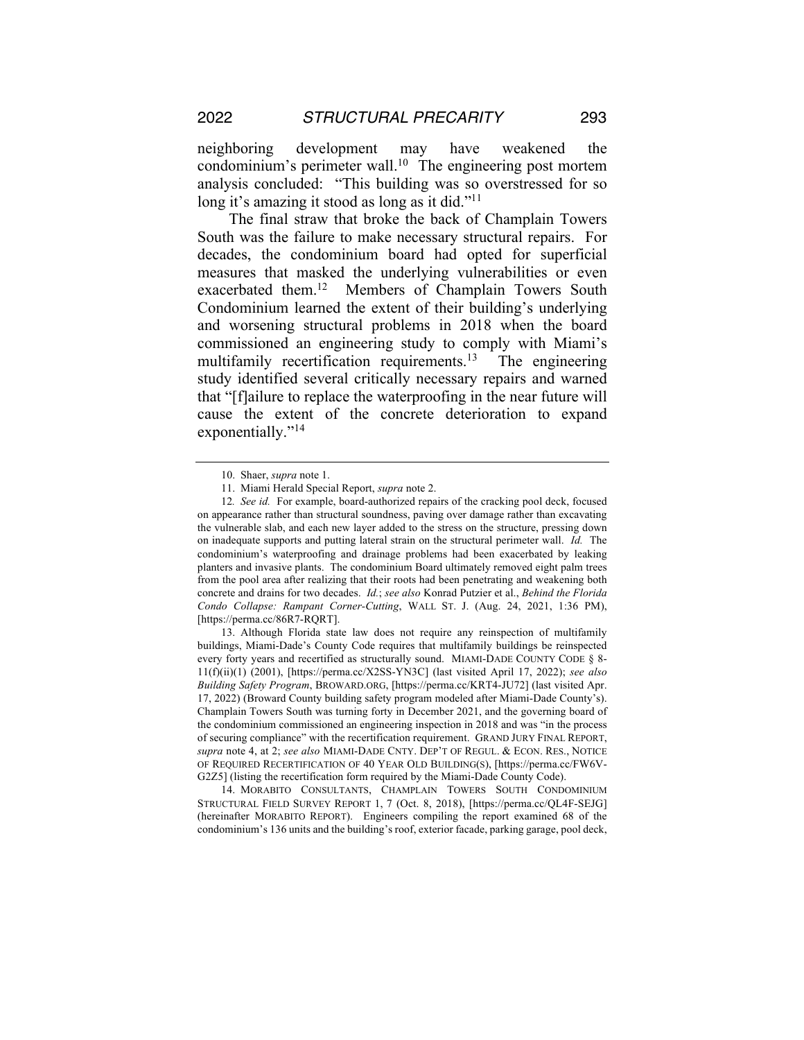neighboring development may have weakened the condominium's perimeter wall.[10] The engineering post mortem analysis concluded: "This building was so overstressed for so long it's amazing it stood as long as it did."[11]

The final straw that broke the back of Champlain Towers South was the failure to make necessary structural repairs. For decades, the condominium board had opted for superficial measures that masked the underlying vulnerabilities or even exacerbated them.[12] Members of Champlain Towers South Condominium learned the extent of their building's underlying and worsening structural problems in 2018 when the board commissioned an engineering study to comply with Miami's multifamily recertification requirements.[13] The engineering study identified several critically necessary repairs and warned that "[f]ailure to replace the waterproofing in the near future will cause the extent of the concrete deterioration to expand exponentially."[14]

---

10. Shaer, *supra* note 1.

11. Miami Herald Special Report, *supra* note 2.

12. *See id.* For example, board-authorized repairs of the cracking pool deck, focused on appearance rather than structural soundness, paving over damage rather than excavating the vulnerable slab, and each new layer added to the stress on the structure, pressing down on inadequate supports and putting lateral strain on the structural perimeter wall. *Id.* The condominium's waterproofing and drainage problems had been exacerbated by leaking planters and invasive plants. The condominium Board ultimately removed eight palm trees from the pool area after realizing that their roots had been penetrating and weakening both concrete and drains for two decades. *Id.*; *see also* Konrad Putzier et al., *Behind the Florida Condo Collapse: Rampant Corner-Cutting*, WALL ST. J. (Aug. 24, 2021, 1:36 PM), [https://perma.cc/86R7-RQRT].

13. Although Florida state law does not require any reinspection of multifamily buildings, Miami-Dade's County Code requires that multifamily buildings be reinspected every forty years and recertified as structurally sound. MIAMI-DADE COUNTY CODE § 8-11(f)(ii)(1) (2001), [https://perma.cc/X2SS-YN3C] (last visited April 17, 2022); *see also Building Safety Program*, BROWARD.ORG, [https://perma.cc/KRT4-JU72] (last visited Apr. 17, 2022) (Broward County building safety program modeled after Miami-Dade County's). Champlain Towers South was turning forty in December 2021, and the governing board of the condominium commissioned an engineering inspection in 2018 and was "in the process of securing compliance" with the recertification requirement. GRAND JURY FINAL REPORT, *supra* note 4, at 2; *see also* MIAMI-DADE CNTY. DEP'T OF REGUL. & ECON. RES., NOTICE OF REQUIRED RECERTIFICATION OF 40 YEAR OLD BUILDING(S), [https://perma.cc/FW6V-G2Z5] (listing the recertification form required by the Miami-Dade County Code).

14. MORABITO CONSULTANTS, CHAMPLAIN TOWERS SOUTH CONDOMINIUM STRUCTURAL FIELD SURVEY REPORT 1, 7 (Oct. 8, 2018), [https://perma.cc/QL4F-SEJG] (hereinafter MORABITO REPORT). Engineers compiling the report examined 68 of the condominium's 136 units and the building's roof, exterior facade, parking garage, pool deck,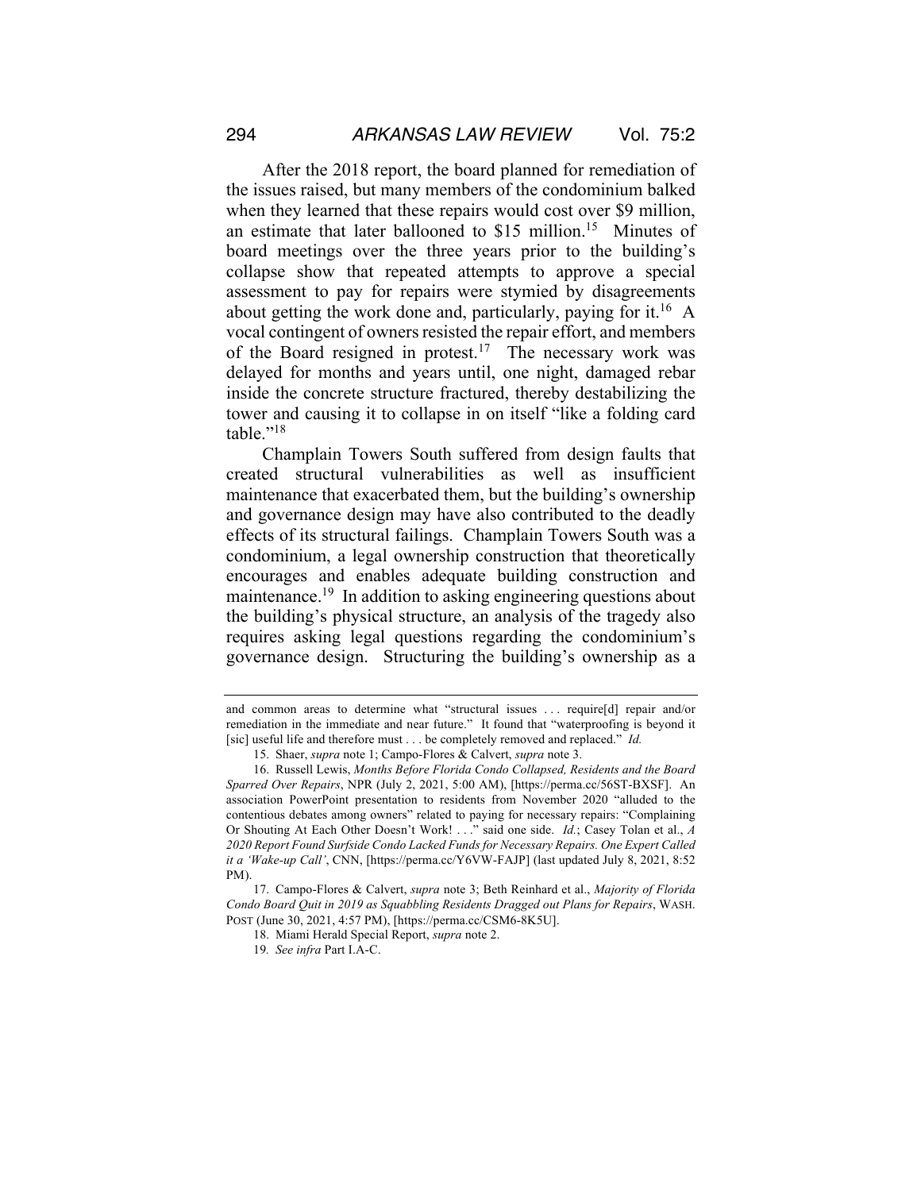After the 2018 report, the board planned for remediation of the issues raised, but many members of the condominium balked when they learned that these repairs would cost over $9 million, an estimate that later ballooned to $15 million.[15] Minutes of board meetings over the three years prior to the building's collapse show that repeated attempts to approve a special assessment to pay for repairs were stymied by disagreements about getting the work done and, particularly, paying for it.[16] A vocal contingent of owners resisted the repair effort, and members of the Board resigned in protest.[17] The necessary work was delayed for months and years until, one night, damaged rebar inside the concrete structure fractured, thereby destabilizing the tower and causing it to collapse in on itself "like a folding card table."[18]

Champlain Towers South suffered from design faults that created structural vulnerabilities as well as insufficient maintenance that exacerbated them, but the building's ownership and governance design may have also contributed to the deadly effects of its structural failings. Champlain Towers South was a condominium, a legal ownership construction that theoretically encourages and enables adequate building construction and maintenance.[19] In addition to asking engineering questions about the building's physical structure, an analysis of the tragedy also requires asking legal questions regarding the condominium's governance design. Structuring the building's ownership as a

---

and common areas to determine what "structural issues . . . require[d] repair and/or remediation in the immediate and near future." It found that "waterproofing is beyond it [sic] useful life and therefore must . . . be completely removed and replaced." *Id.*

15. Shaer, *supra* note 1; Campo-Flores & Calvert, *supra* note 3.

16. Russell Lewis, *Months Before Florida Condo Collapsed, Residents and the Board Sparred Over Repairs*, NPR (July 2, 2021, 5:00 AM), [https://perma.cc/56ST-BXSF]. An association PowerPoint presentation to residents from November 2020 "alluded to the contentious debates among owners" related to paying for necessary repairs: "Complaining Or Shouting At Each Other Doesn't Work! . . ." said one side. *Id.*; Casey Tolan et al., *A 2020 Report Found Surfside Condo Lacked Funds for Necessary Repairs. One Expert Called it a 'Wake-up Call'*, CNN, [https://perma.cc/Y6VW-FAJP] (last updated July 8, 2021, 8:52 PM).

17. Campo-Flores & Calvert, *supra* note 3; Beth Reinhard et al., *Majority of Florida Condo Board Quit in 2019 as Squabbling Residents Dragged out Plans for Repairs*, WASH. POST (June 30, 2021, 4:57 PM), [https://perma.cc/CSM6-8K5U].

18. Miami Herald Special Report, *supra* note 2.

19. *See infra* Part I.A-C.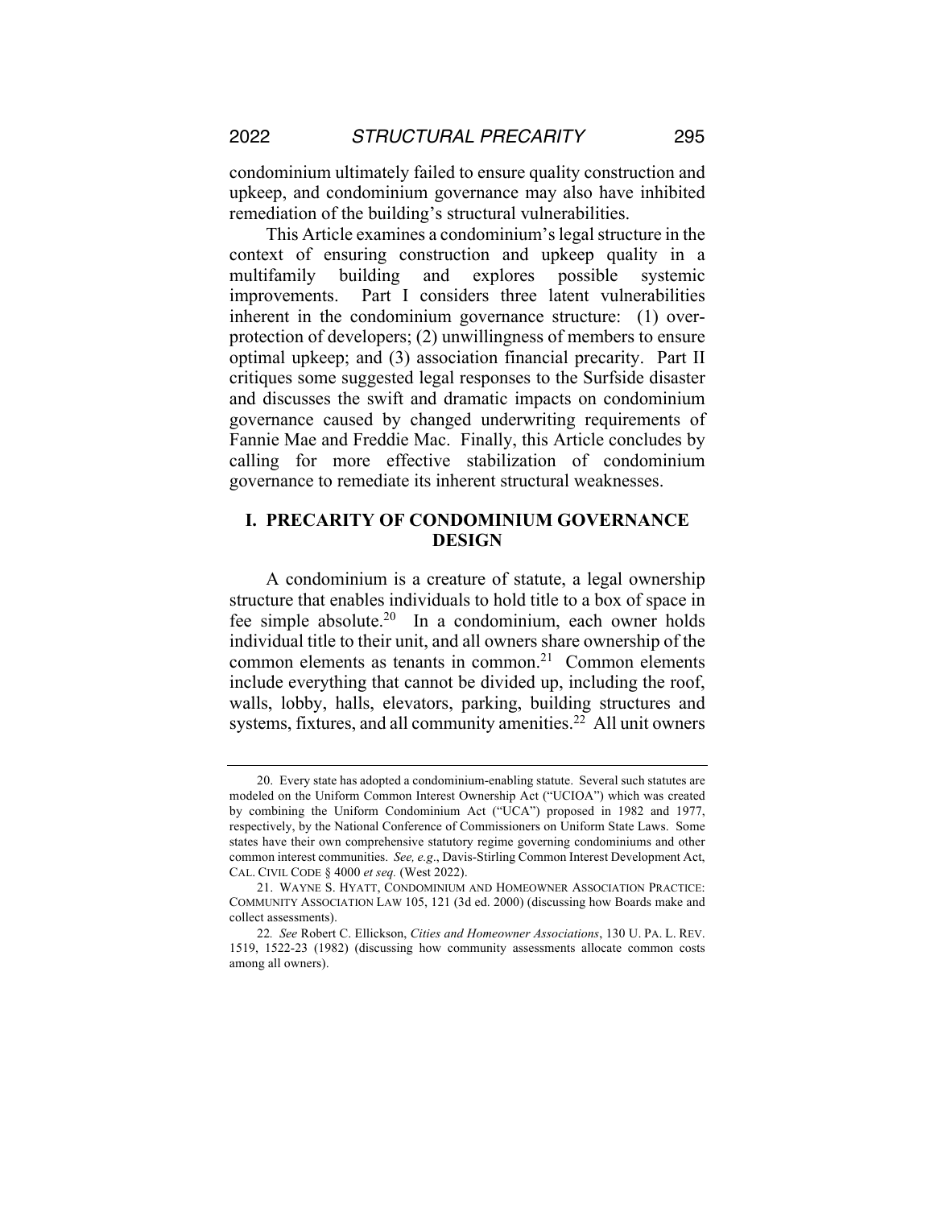condominium ultimately failed to ensure quality construction and upkeep, and condominium governance may also have inhibited remediation of the building's structural vulnerabilities.

This Article examines a condominium's legal structure in the context of ensuring construction and upkeep quality in a multifamily building and explores possible systemic improvements. Part I considers three latent vulnerabilities inherent in the condominium governance structure: (1) over-protection of developers; (2) unwillingness of members to ensure optimal upkeep; and (3) association financial precarity. Part II critiques some suggested legal responses to the Surfside disaster and discusses the swift and dramatic impacts on condominium governance caused by changed underwriting requirements of Fannie Mae and Freddie Mac. Finally, this Article concludes by calling for more effective stabilization of condominium governance to remediate its inherent structural weaknesses.

## I. PRECARITY OF CONDOMINIUM GOVERNANCE DESIGN

A condominium is a creature of statute, a legal ownership structure that enables individuals to hold title to a box of space in fee simple absolute.[20] In a condominium, each owner holds individual title to their unit, and all owners share ownership of the common elements as tenants in common.[21] Common elements include everything that cannot be divided up, including the roof, walls, lobby, halls, elevators, parking, building structures and systems, fixtures, and all community amenities.[22] All unit owners

---

20. Every state has adopted a condominium-enabling statute. Several such statutes are modeled on the Uniform Common Interest Ownership Act ("UCIOA") which was created by combining the Uniform Condominium Act ("UCA") proposed in 1982 and 1977, respectively, by the National Conference of Commissioners on Uniform State Laws. Some states have their own comprehensive statutory regime governing condominiums and other common interest communities. *See, e.g*., Davis-Stirling Common Interest Development Act, CAL. CIVIL CODE § 4000 *et seq.* (West 2022).

21. WAYNE S. HYATT, CONDOMINIUM AND HOMEOWNER ASSOCIATION PRACTICE: COMMUNITY ASSOCIATION LAW 105, 121 (3d ed. 2000) (discussing how Boards make and collect assessments).

22. *See* Robert C. Ellickson, *Cities and Homeowner Associations*, 130 U. PA. L. REV. 1519, 1522-23 (1982) (discussing how community assessments allocate common costs among all owners).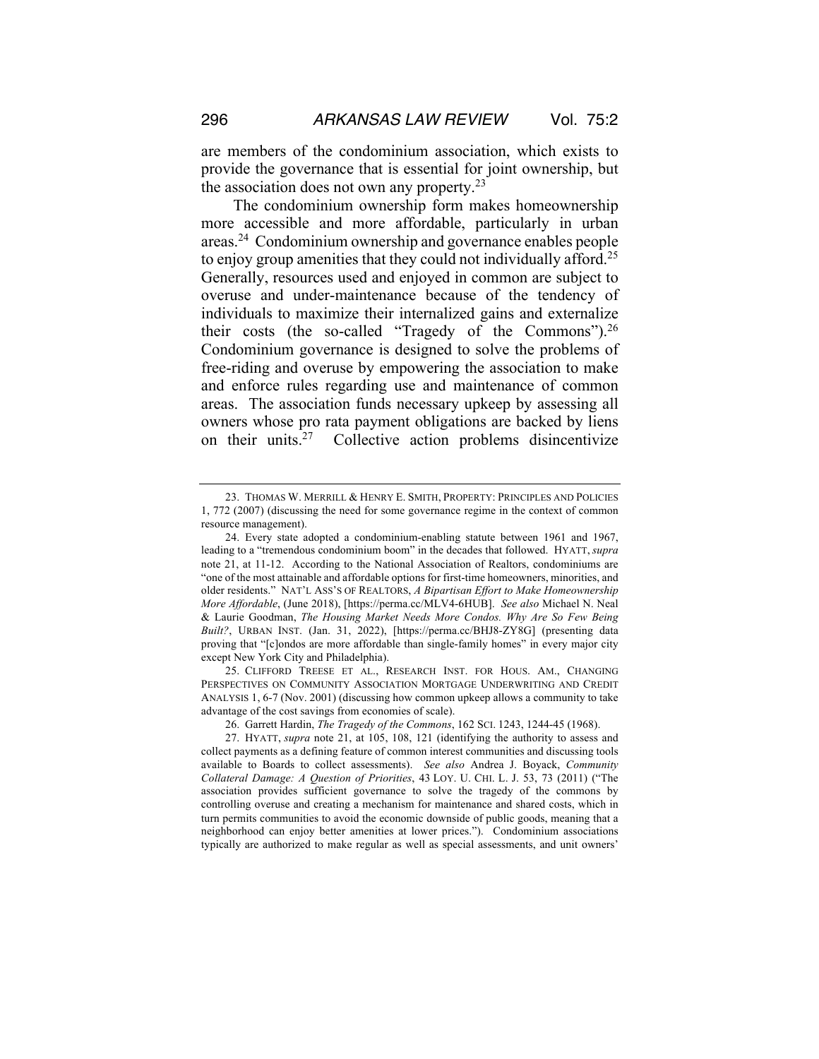are members of the condominium association, which exists to provide the governance that is essential for joint ownership, but the association does not own any property.[23]

The condominium ownership form makes homeownership more accessible and more affordable, particularly in urban areas.[24] Condominium ownership and governance enables people to enjoy group amenities that they could not individually afford.[25] Generally, resources used and enjoyed in common are subject to overuse and under-maintenance because of the tendency of individuals to maximize their internalized gains and externalize their costs (the so-called "Tragedy of the Commons").[26] Condominium governance is designed to solve the problems of free-riding and overuse by empowering the association to make and enforce rules regarding use and maintenance of common areas. The association funds necessary upkeep by assessing all owners whose pro rata payment obligations are backed by liens on their units.[27] Collective action problems disincentivize

---

23. THOMAS W. MERRILL & HENRY E. SMITH, PROPERTY: PRINCIPLES AND POLICIES 1, 772 (2007) (discussing the need for some governance regime in the context of common resource management).

24. Every state adopted a condominium-enabling statute between 1961 and 1967, leading to a "tremendous condominium boom" in the decades that followed. HYATT, *supra* note 21, at 11-12. According to the National Association of Realtors, condominiums are "one of the most attainable and affordable options for first-time homeowners, minorities, and older residents." NAT'L ASS'S OF REALTORS, *A Bipartisan Effort to Make Homeownership More Affordable*, (June 2018), [https://perma.cc/MLV4-6HUB]. *See also* Michael N. Neal & Laurie Goodman, *The Housing Market Needs More Condos. Why Are So Few Being Built?*, URBAN INST. (Jan. 31, 2022), [https://perma.cc/BHJ8-ZY8G] (presenting data proving that "[c]ondos are more affordable than single-family homes" in every major city except New York City and Philadelphia).

25. CLIFFORD TREESE ET AL., RESEARCH INST. FOR HOUS. AM., CHANGING PERSPECTIVES ON COMMUNITY ASSOCIATION MORTGAGE UNDERWRITING AND CREDIT ANALYSIS 1, 6-7 (Nov. 2001) (discussing how common upkeep allows a community to take advantage of the cost savings from economies of scale).

26. Garrett Hardin, *The Tragedy of the Commons*, 162 SCI. 1243, 1244-45 (1968).

27. HYATT, *supra* note 21, at 105, 108, 121 (identifying the authority to assess and collect payments as a defining feature of common interest communities and discussing tools available to Boards to collect assessments). *See also* Andrea J. Boyack, *Community Collateral Damage: A Question of Priorities*, 43 LOY. U. CHI. L. J. 53, 73 (2011) ("The association provides sufficient governance to solve the tragedy of the commons by controlling overuse and creating a mechanism for maintenance and shared costs, which in turn permits communities to avoid the economic downside of public goods, meaning that a neighborhood can enjoy better amenities at lower prices."). Condominium associations typically are authorized to make regular as well as special assessments, and unit owners'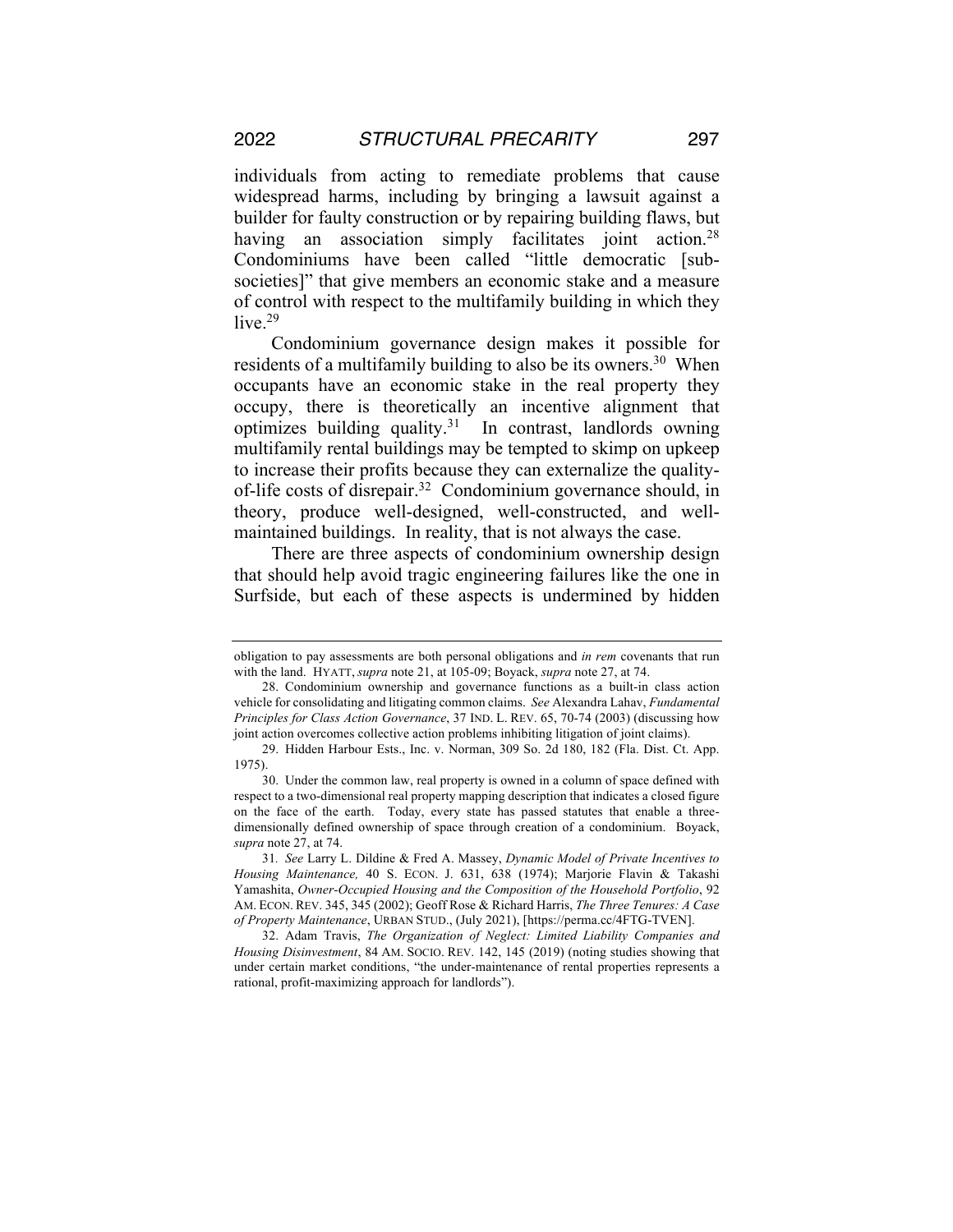individuals from acting to remediate problems that cause widespread harms, including by bringing a lawsuit against a builder for faulty construction or by repairing building flaws, but having an association simply facilitates joint action.[28] Condominiums have been called "little democratic [sub-societies]" that give members an economic stake and a measure of control with respect to the multifamily building in which they live.[29]

Condominium governance design makes it possible for residents of a multifamily building to also be its owners.[30] When occupants have an economic stake in the real property they occupy, there is theoretically an incentive alignment that optimizes building quality.[31] In contrast, landlords owning multifamily rental buildings may be tempted to skimp on upkeep to increase their profits because they can externalize the quality-of-life costs of disrepair.[32] Condominium governance should, in theory, produce well-designed, well-constructed, and well-maintained buildings. In reality, that is not always the case.

There are three aspects of condominium ownership design that should help avoid tragic engineering failures like the one in Surfside, but each of these aspects is undermined by hidden

---

obligation to pay assessments are both personal obligations and *in rem* covenants that run with the land. HYATT, *supra* note 21, at 105-09; Boyack, *supra* note 27, at 74.

28. Condominium ownership and governance functions as a built-in class action vehicle for consolidating and litigating common claims. *See* Alexandra Lahav, *Fundamental Principles for Class Action Governance*, 37 IND. L. REV. 65, 70-74 (2003) (discussing how joint action overcomes collective action problems inhibiting litigation of joint claims).

29. Hidden Harbour Ests., Inc. v. Norman, 309 So. 2d 180, 182 (Fla. Dist. Ct. App. 1975).

30. Under the common law, real property is owned in a column of space defined with respect to a two-dimensional real property mapping description that indicates a closed figure on the face of the earth. Today, every state has passed statutes that enable a three-dimensionally defined ownership of space through creation of a condominium. Boyack, *supra* note 27, at 74.

31. *See* Larry L. Dildine & Fred A. Massey, *Dynamic Model of Private Incentives to Housing Maintenance,* 40 S. ECON. J. 631, 638 (1974); Marjorie Flavin & Takashi Yamashita, *Owner-Occupied Housing and the Composition of the Household Portfolio*, 92 AM. ECON. REV. 345, 345 (2002); Geoff Rose & Richard Harris, *The Three Tenures: A Case of Property Maintenance*, URBAN STUD., (July 2021), [https://perma.cc/4FTG-TVEN].

32. Adam Travis, *The Organization of Neglect: Limited Liability Companies and Housing Disinvestment*, 84 AM. SOCIO. REV. 142, 145 (2019) (noting studies showing that under certain market conditions, "the under-maintenance of rental properties represents a rational, profit-maximizing approach for landlords").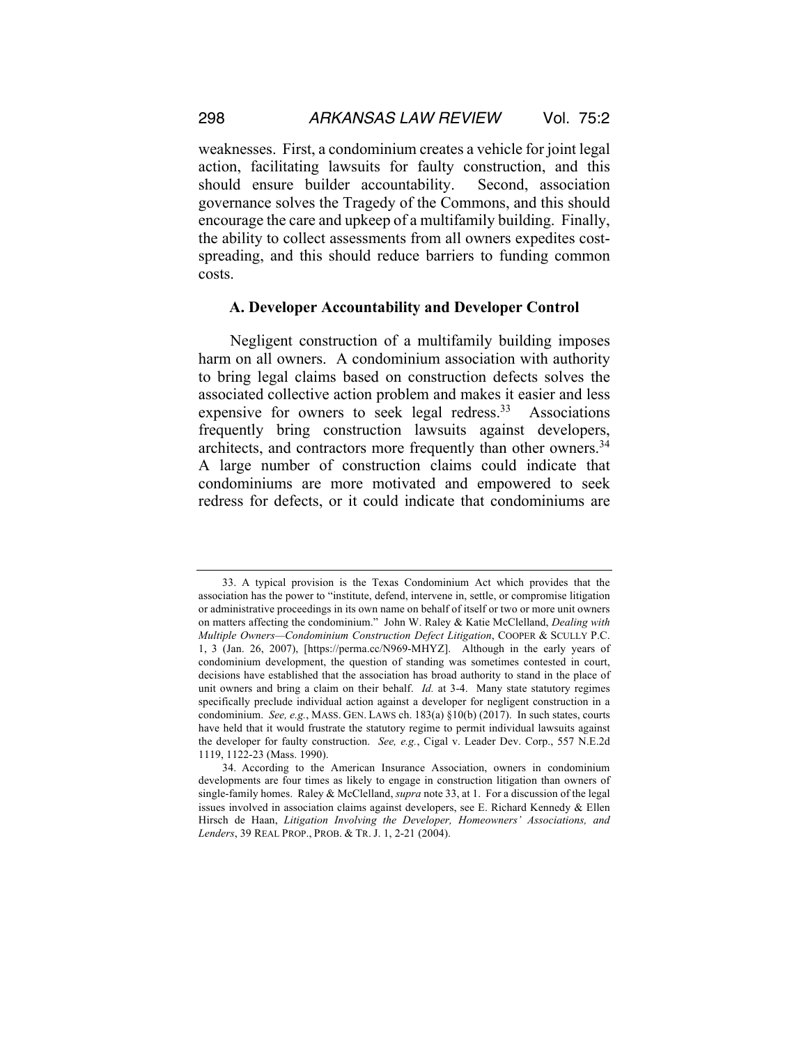weaknesses. First, a condominium creates a vehicle for joint legal action, facilitating lawsuits for faulty construction, and this should ensure builder accountability. Second, association governance solves the Tragedy of the Commons, and this should encourage the care and upkeep of a multifamily building. Finally, the ability to collect assessments from all owners expedites cost-spreading, and this should reduce barriers to funding common costs.

### A. Developer Accountability and Developer Control

Negligent construction of a multifamily building imposes harm on all owners. A condominium association with authority to bring legal claims based on construction defects solves the associated collective action problem and makes it easier and less expensive for owners to seek legal redress.[33] Associations frequently bring construction lawsuits against developers, architects, and contractors more frequently than other owners.[34] A large number of construction claims could indicate that condominiums are more motivated and empowered to seek redress for defects, or it could indicate that condominiums are

---

33. A typical provision is the Texas Condominium Act which provides that the association has the power to "institute, defend, intervene in, settle, or compromise litigation or administrative proceedings in its own name on behalf of itself or two or more unit owners on matters affecting the condominium." John W. Raley & Katie McClelland, *Dealing with Multiple Owners—Condominium Construction Defect Litigation*, COOPER & SCULLY P.C. 1, 3 (Jan. 26, 2007), [https://perma.cc/N969-MHYZ]. Although in the early years of condominium development, the question of standing was sometimes contested in court, decisions have established that the association has broad authority to stand in the place of unit owners and bring a claim on their behalf. *Id.* at 3-4. Many state statutory regimes specifically preclude individual action against a developer for negligent construction in a condominium. *See, e.g.*, MASS. GEN. LAWS ch. 183(a) §10(b) (2017). In such states, courts have held that it would frustrate the statutory regime to permit individual lawsuits against the developer for faulty construction. *See, e.g.*, Cigal v. Leader Dev. Corp., 557 N.E.2d 1119, 1122-23 (Mass. 1990).

34. According to the American Insurance Association, owners in condominium developments are four times as likely to engage in construction litigation than owners of single-family homes. Raley & McClelland, *supra* note 33, at 1. For a discussion of the legal issues involved in association claims against developers, see E. Richard Kennedy & Ellen Hirsch de Haan, *Litigation Involving the Developer, Homeowners' Associations, and Lenders*, 39 REAL PROP., PROB. & TR. J. 1, 2-21 (2004).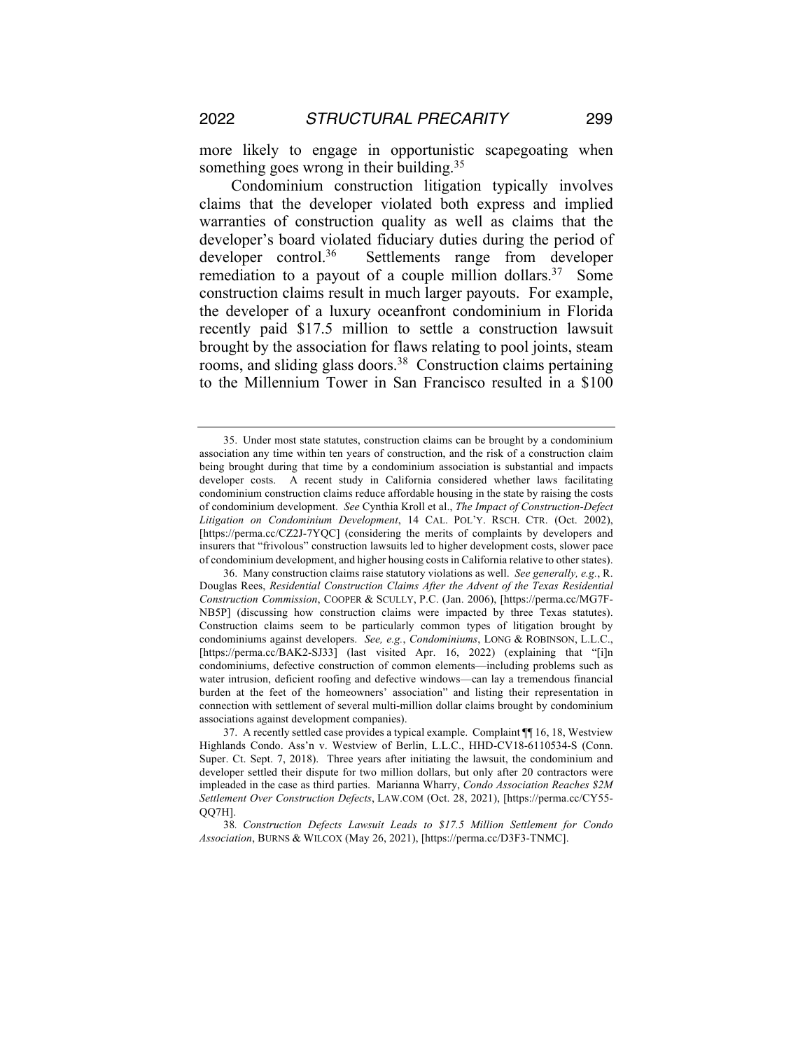more likely to engage in opportunistic scapegoating when something goes wrong in their building.[35]

Condominium construction litigation typically involves claims that the developer violated both express and implied warranties of construction quality as well as claims that the developer's board violated fiduciary duties during the period of developer control.[36] Settlements range from developer remediation to a payout of a couple million dollars.[37] Some construction claims result in much larger payouts. For example, the developer of a luxury oceanfront condominium in Florida recently paid $17.5 million to settle a construction lawsuit brought by the association for flaws relating to pool joints, steam rooms, and sliding glass doors.[38] Construction claims pertaining to the Millennium Tower in San Francisco resulted in a $100

---

35. Under most state statutes, construction claims can be brought by a condominium association any time within ten years of construction, and the risk of a construction claim being brought during that time by a condominium association is substantial and impacts developer costs. A recent study in California considered whether laws facilitating condominium construction claims reduce affordable housing in the state by raising the costs of condominium development. *See* Cynthia Kroll et al., *The Impact of Construction-Defect Litigation on Condominium Development*, 14 CAL. POL'Y. RSCH. CTR. (Oct. 2002), [https://perma.cc/CZ2J-7YQC] (considering the merits of complaints by developers and insurers that "frivolous" construction lawsuits led to higher development costs, slower pace of condominium development, and higher housing costs in California relative to other states).

36. Many construction claims raise statutory violations as well. *See generally, e.g.*, R. Douglas Rees, *Residential Construction Claims After the Advent of the Texas Residential Construction Commission*, COOPER & SCULLY, P.C. (Jan. 2006), [https://perma.cc/MG7F-NB5P] (discussing how construction claims were impacted by three Texas statutes). Construction claims seem to be particularly common types of litigation brought by condominiums against developers. *See, e.g.*, *Condominiums*, LONG & ROBINSON, L.L.C., [https://perma.cc/BAK2-SJ33] (last visited Apr. 16, 2022) (explaining that "[i]n condominiums, defective construction of common elements—including problems such as water intrusion, deficient roofing and defective windows—can lay a tremendous financial burden at the feet of the homeowners' association" and listing their representation in connection with settlement of several multi-million dollar claims brought by condominium associations against development companies).

37. A recently settled case provides a typical example. Complaint ¶¶ 16, 18, Westview Highlands Condo. Ass'n v. Westview of Berlin, L.L.C., HHD-CV18-6110534-S (Conn. Super. Ct. Sept. 7, 2018). Three years after initiating the lawsuit, the condominium and developer settled their dispute for two million dollars, but only after 20 contractors were impleaded in the case as third parties. Marianna Wharry, *Condo Association Reaches $2M Settlement Over Construction Defects*, LAW.COM (Oct. 28, 2021), [https://perma.cc/CY55-QQ7H].

38. *Construction Defects Lawsuit Leads to $17.5 Million Settlement for Condo Association*, BURNS & WILCOX (May 26, 2021), [https://perma.cc/D3F3-TNMC].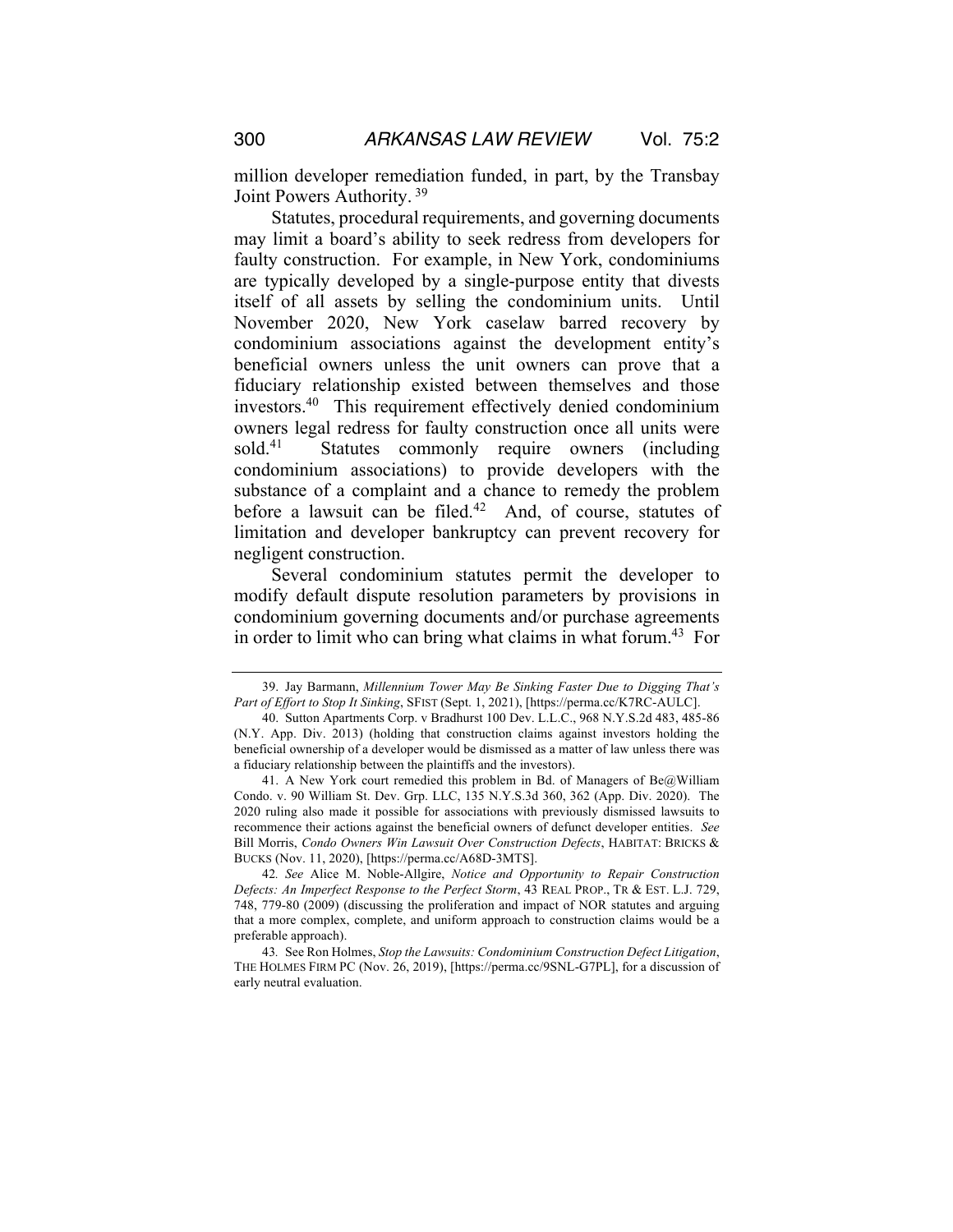million developer remediation funded, in part, by the Transbay Joint Powers Authority.[39]

Statutes, procedural requirements, and governing documents may limit a board's ability to seek redress from developers for faulty construction. For example, in New York, condominiums are typically developed by a single-purpose entity that divests itself of all assets by selling the condominium units. Until November 2020, New York caselaw barred recovery by condominium associations against the development entity's beneficial owners unless the unit owners can prove that a fiduciary relationship existed between themselves and those investors.[40] This requirement effectively denied condominium owners legal redress for faulty construction once all units were sold.[41] Statutes commonly require owners (including condominium associations) to provide developers with the substance of a complaint and a chance to remedy the problem before a lawsuit can be filed.[42] And, of course, statutes of limitation and developer bankruptcy can prevent recovery for negligent construction.

Several condominium statutes permit the developer to modify default dispute resolution parameters by provisions in condominium governing documents and/or purchase agreements in order to limit who can bring what claims in what forum.[43] For

---

39. Jay Barmann, *Millennium Tower May Be Sinking Faster Due to Digging That's Part of Effort to Stop It Sinking*, SFIST (Sept. 1, 2021), [https://perma.cc/K7RC-AULC].

40. Sutton Apartments Corp. v Bradhurst 100 Dev. L.L.C., 968 N.Y.S.2d 483, 485-86 (N.Y. App. Div. 2013) (holding that construction claims against investors holding the beneficial ownership of a developer would be dismissed as a matter of law unless there was a fiduciary relationship between the plaintiffs and the investors).

41. A New York court remedied this problem in Bd. of Managers of Be@William Condo. v. 90 William St. Dev. Grp. LLC, 135 N.Y.S.3d 360, 362 (App. Div. 2020). The 2020 ruling also made it possible for associations with previously dismissed lawsuits to recommence their actions against the beneficial owners of defunct developer entities. *See* Bill Morris, *Condo Owners Win Lawsuit Over Construction Defects*, HABITAT: BRICKS & BUCKS (Nov. 11, 2020), [https://perma.cc/A68D-3MTS].

42. *See* Alice M. Noble-Allgire, *Notice and Opportunity to Repair Construction Defects: An Imperfect Response to the Perfect Storm*, 43 REAL PROP., TR & EST. L.J. 729, 748, 779-80 (2009) (discussing the proliferation and impact of NOR statutes and arguing that a more complex, complete, and uniform approach to construction claims would be a preferable approach).

43. See Ron Holmes, *Stop the Lawsuits: Condominium Construction Defect Litigation*, THE HOLMES FIRM PC (Nov. 26, 2019), [https://perma.cc/9SNL-G7PL], for a discussion of early neutral evaluation.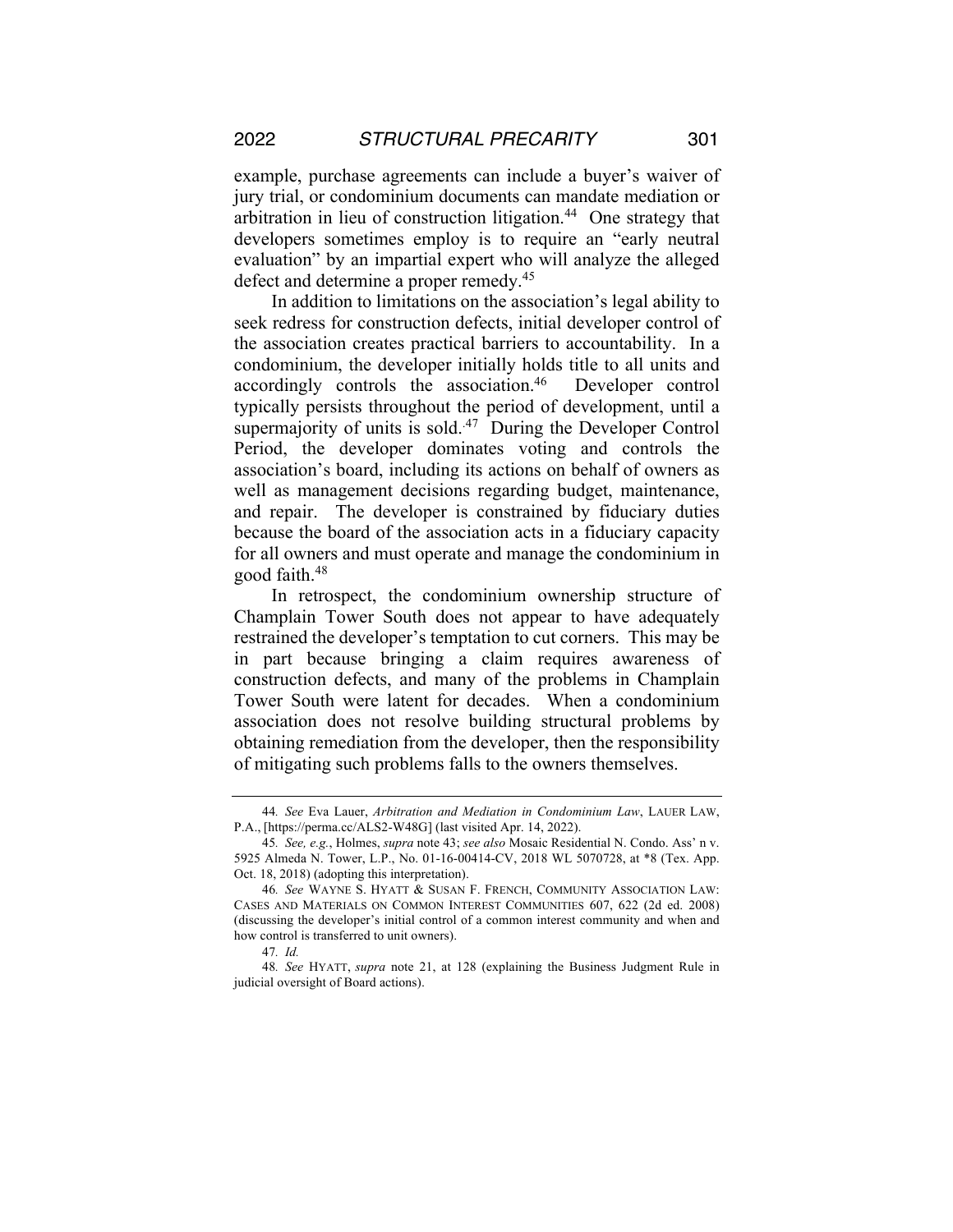example, purchase agreements can include a buyer's waiver of jury trial, or condominium documents can mandate mediation or arbitration in lieu of construction litigation.[44] One strategy that developers sometimes employ is to require an "early neutral evaluation" by an impartial expert who will analyze the alleged defect and determine a proper remedy.[45]

In addition to limitations on the association's legal ability to seek redress for construction defects, initial developer control of the association creates practical barriers to accountability. In a condominium, the developer initially holds title to all units and accordingly controls the association.[46] Developer control typically persists throughout the period of development, until a supermajority of units is sold.[47] During the Developer Control Period, the developer dominates voting and controls the association's board, including its actions on behalf of owners as well as management decisions regarding budget, maintenance, and repair. The developer is constrained by fiduciary duties because the board of the association acts in a fiduciary capacity for all owners and must operate and manage the condominium in good faith.[48]

In retrospect, the condominium ownership structure of Champlain Tower South does not appear to have adequately restrained the developer's temptation to cut corners. This may be in part because bringing a claim requires awareness of construction defects, and many of the problems in Champlain Tower South were latent for decades. When a condominium association does not resolve building structural problems by obtaining remediation from the developer, then the responsibility of mitigating such problems falls to the owners themselves.

---

44. *See* Eva Lauer, *Arbitration and Mediation in Condominium Law*, LAUER LAW, P.A., [https://perma.cc/ALS2-W48G] (last visited Apr. 14, 2022).

45. *See, e.g.*, Holmes, *supra* note 43; *see also* Mosaic Residential N. Condo. Ass' n v. 5925 Almeda N. Tower, L.P., No. 01-16-00414-CV, 2018 WL 5070728, at *8 (Tex. App. Oct. 18, 2018) (adopting this interpretation).

46. *See* WAYNE S. HYATT & SUSAN F. FRENCH, COMMUNITY ASSOCIATION LAW: CASES AND MATERIALS ON COMMON INTEREST COMMUNITIES 607, 622 (2d ed. 2008) (discussing the developer's initial control of a common interest community and when and how control is transferred to unit owners).

47. *Id.*

48. *See* HYATT, *supra* note 21, at 128 (explaining the Business Judgment Rule in judicial oversight of Board actions).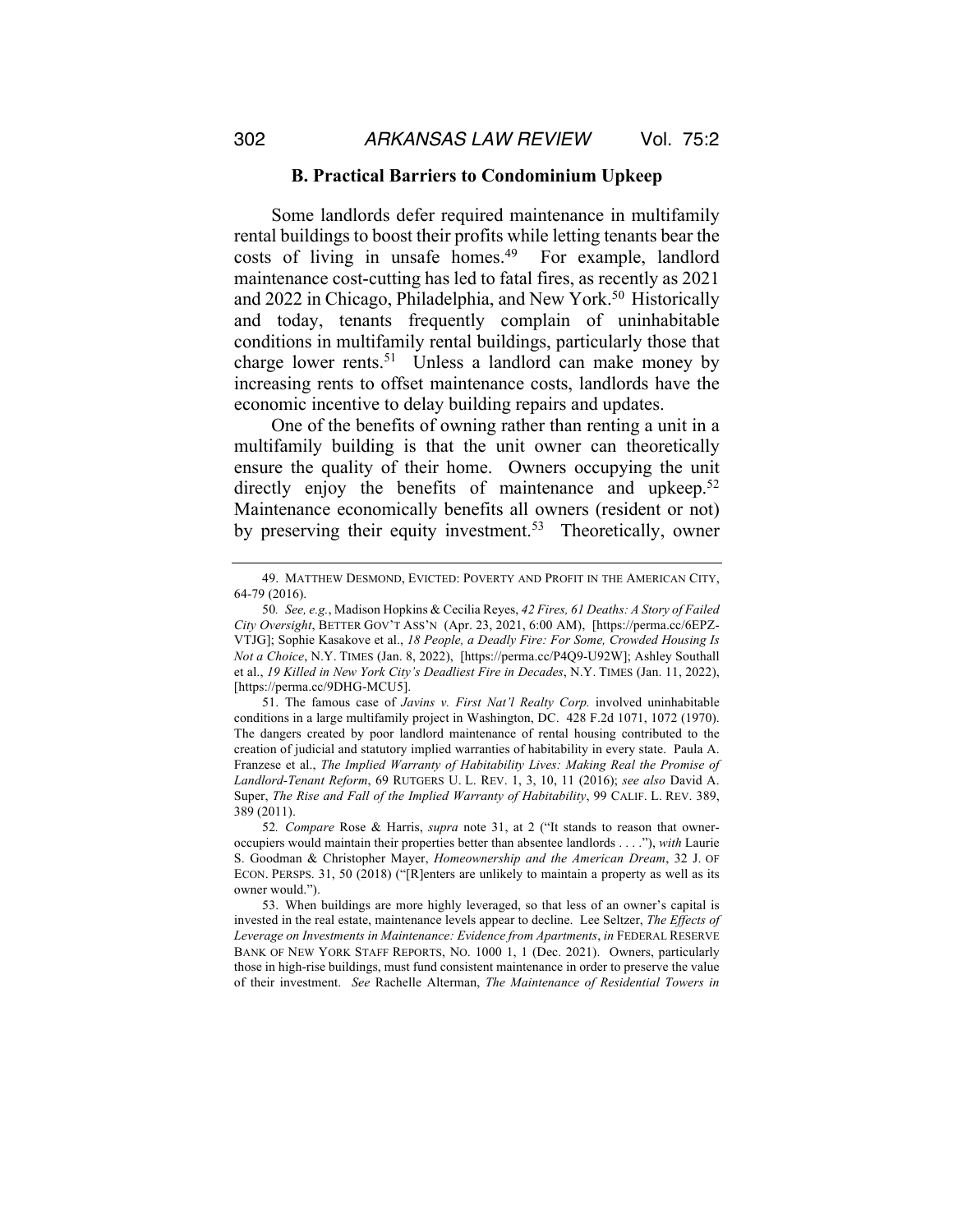### B. Practical Barriers to Condominium Upkeep

Some landlords defer required maintenance in multifamily rental buildings to boost their profits while letting tenants bear the costs of living in unsafe homes.[49] For example, landlord maintenance cost-cutting has led to fatal fires, as recently as 2021 and 2022 in Chicago, Philadelphia, and New York.[50] Historically and today, tenants frequently complain of uninhabitable conditions in multifamily rental buildings, particularly those that charge lower rents.[51] Unless a landlord can make money by increasing rents to offset maintenance costs, landlords have the economic incentive to delay building repairs and updates.

One of the benefits of owning rather than renting a unit in a multifamily building is that the unit owner can theoretically ensure the quality of their home. Owners occupying the unit directly enjoy the benefits of maintenance and upkeep.[52] Maintenance economically benefits all owners (resident or not) by preserving their equity investment.[53] Theoretically, owner

---

49. MATTHEW DESMOND, EVICTED: POVERTY AND PROFIT IN THE AMERICAN CITY, 64-79 (2016).

50. *See, e.g.*, Madison Hopkins & Cecilia Reyes, *42 Fires, 61 Deaths: A Story of Failed City Oversight*, BETTER GOV'T ASS'N (Apr. 23, 2021, 6:00 AM), [https://perma.cc/6EPZ-VTJG]; Sophie Kasakove et al., *18 People, a Deadly Fire: For Some, Crowded Housing Is Not a Choice*, N.Y. TIMES (Jan. 8, 2022), [https://perma.cc/P4Q9-U92W]; Ashley Southall et al., *19 Killed in New York City's Deadliest Fire in Decades*, N.Y. TIMES (Jan. 11, 2022), [https://perma.cc/9DHG-MCU5].

51. The famous case of *Javins v. First Nat'l Realty Corp.* involved uninhabitable conditions in a large multifamily project in Washington, DC. 428 F.2d 1071, 1072 (1970). The dangers created by poor landlord maintenance of rental housing contributed to the creation of judicial and statutory implied warranties of habitability in every state. Paula A. Franzese et al., *The Implied Warranty of Habitability Lives: Making Real the Promise of Landlord-Tenant Reform*, 69 RUTGERS U. L. REV. 1, 3, 10, 11 (2016); *see also* David A. Super, *The Rise and Fall of the Implied Warranty of Habitability*, 99 CALIF. L. REV. 389, 389 (2011).

52. *Compare* Rose & Harris, *supra* note 31, at 2 ("It stands to reason that owner-occupiers would maintain their properties better than absentee landlords . . . ."), *with* Laurie S. Goodman & Christopher Mayer, *Homeownership and the American Dream*, 32 J. OF ECON. PERSPS. 31, 50 (2018) ("[R]enters are unlikely to maintain a property as well as its owner would.").

53. When buildings are more highly leveraged, so that less of an owner's capital is invested in the real estate, maintenance levels appear to decline. Lee Seltzer, *The Effects of Leverage on Investments in Maintenance: Evidence from Apartments*, *in* FEDERAL RESERVE BANK OF NEW YORK STAFF REPORTS, NO. 1000 1, 1 (Dec. 2021). Owners, particularly those in high-rise buildings, must fund consistent maintenance in order to preserve the value of their investment. *See* Rachelle Alterman, *The Maintenance of Residential Towers in*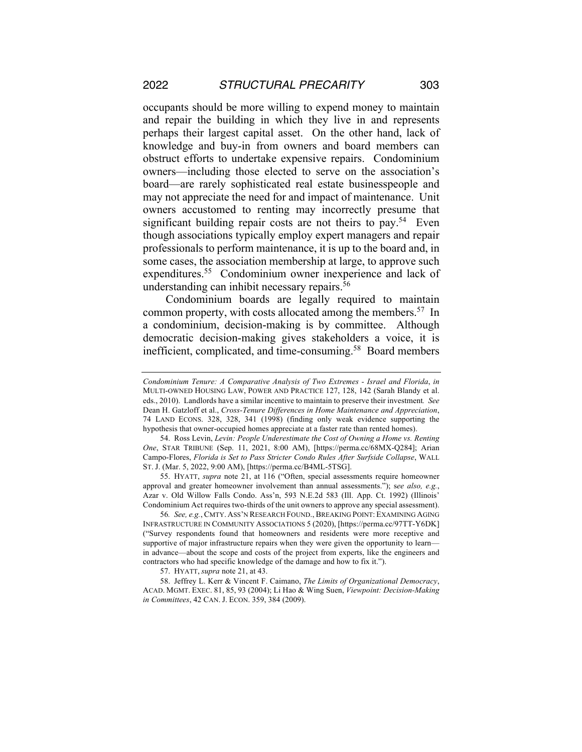occupants should be more willing to expend money to maintain and repair the building in which they live in and represents perhaps their largest capital asset. On the other hand, lack of knowledge and buy-in from owners and board members can obstruct efforts to undertake expensive repairs. Condominium owners—including those elected to serve on the association's board—are rarely sophisticated real estate businesspeople and may not appreciate the need for and impact of maintenance. Unit owners accustomed to renting may incorrectly presume that significant building repair costs are not theirs to pay.[54] Even though associations typically employ expert managers and repair professionals to perform maintenance, it is up to the board and, in some cases, the association membership at large, to approve such expenditures.[55] Condominium owner inexperience and lack of understanding can inhibit necessary repairs.[56]

Condominium boards are legally required to maintain common property, with costs allocated among the members.[57] In a condominium, decision-making is by committee. Although democratic decision-making gives stakeholders a voice, it is inefficient, complicated, and time-consuming.[58] Board members

---

*Condominium Tenure: A Comparative Analysis of Two Extremes - Israel and Florida*, *in* MULTI-OWNED HOUSING LAW, POWER AND PRACTICE 127, 128, 142 (Sarah Blandy et al. eds., 2010). Landlords have a similar incentive to maintain to preserve their investment. *See* Dean H. Gatzloff et al., *Cross-Tenure Differences in Home Maintenance and Appreciation*, 74 LAND ECONS. 328, 328, 341 (1998) (finding only weak evidence supporting the hypothesis that owner-occupied homes appreciate at a faster rate than rented homes).

54. Ross Levin, *Levin: People Underestimate the Cost of Owning a Home vs. Renting One*, STAR TRIBUNE (Sep. 11, 2021, 8:00 AM), [https://perma.cc/68MX-Q284]; Arian Campo-Flores, *Florida is Set to Pass Stricter Condo Rules After Surfside Collapse*, WALL ST. J. (Mar. 5, 2022, 9:00 AM), [https://perma.cc/B4ML-5TSG].

55. HYATT, *supra* note 21, at 116 ("Often, special assessments require homeowner approval and greater homeowner involvement than annual assessments."); s*ee also, e.g.*, Azar v. Old Willow Falls Condo. Ass'n, 593 N.E.2d 583 (Ill. App. Ct. 1992) (Illinois' Condominium Act requires two-thirds of the unit owners to approve any special assessment).

56. *See, e.g.*, CMTY. ASS'N RESEARCH FOUND., BREAKING POINT: EXAMINING AGING INFRASTRUCTURE IN COMMUNITY ASSOCIATIONS 5 (2020), [https://perma.cc/97TT-Y6DK] ("Survey respondents found that homeowners and residents were more receptive and supportive of major infrastructure repairs when they were given the opportunity to learn—in advance—about the scope and costs of the project from experts, like the engineers and contractors who had specific knowledge of the damage and how to fix it.").

57. HYATT, *supra* note 21, at 43.

58. Jeffrey L. Kerr & Vincent F. Caimano, *The Limits of Organizational Democracy*, ACAD. MGMT. EXEC. 81, 85, 93 (2004); Li Hao & Wing Suen, *Viewpoint: Decision-Making in Committees*, 42 CAN. J. ECON. 359, 384 (2009).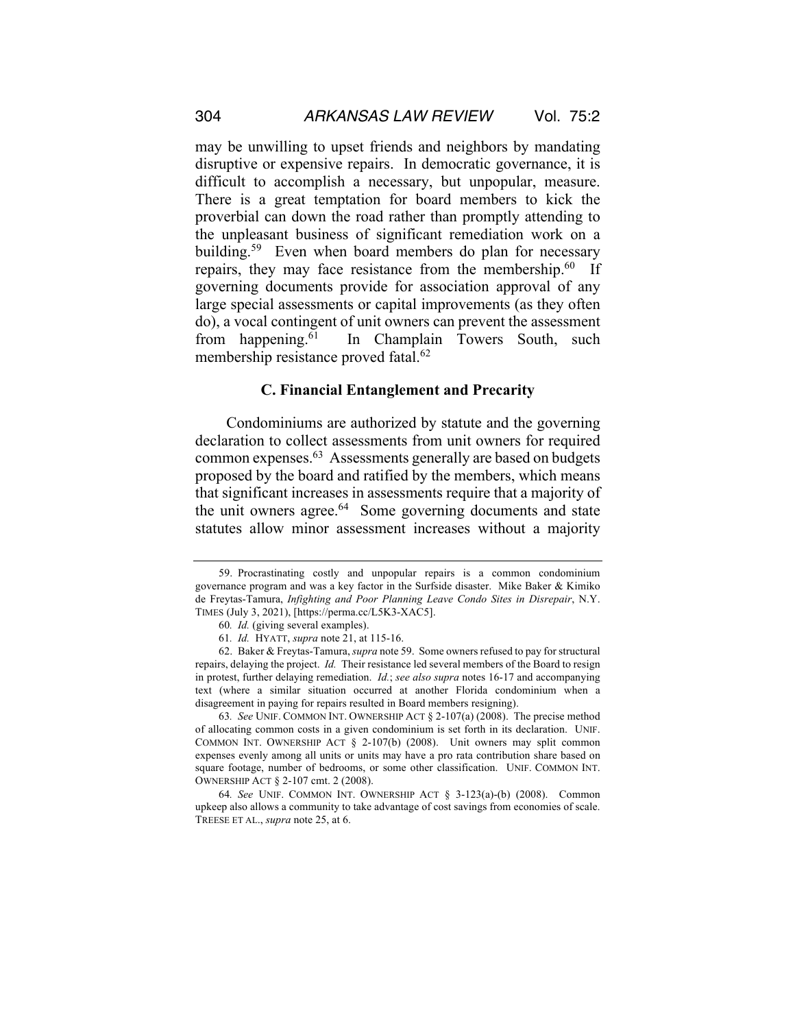may be unwilling to upset friends and neighbors by mandating disruptive or expensive repairs. In democratic governance, it is difficult to accomplish a necessary, but unpopular, measure. There is a great temptation for board members to kick the proverbial can down the road rather than promptly attending to the unpleasant business of significant remediation work on a building.[59] Even when board members do plan for necessary repairs, they may face resistance from the membership.[60] If governing documents provide for association approval of any large special assessments or capital improvements (as they often do), a vocal contingent of unit owners can prevent the assessment from happening.[61] In Champlain Towers South, such membership resistance proved fatal.[62]

### C. Financial Entanglement and Precarity

Condominiums are authorized by statute and the governing declaration to collect assessments from unit owners for required common expenses.[63] Assessments generally are based on budgets proposed by the board and ratified by the members, which means that significant increases in assessments require that a majority of the unit owners agree.[64] Some governing documents and state statutes allow minor assessment increases without a majority

---

59. Procrastinating costly and unpopular repairs is a common condominium governance program and was a key factor in the Surfside disaster. Mike Baker & Kimiko de Freytas-Tamura, *Infighting and Poor Planning Leave Condo Sites in Disrepair*, N.Y. TIMES (July 3, 2021), [https://perma.cc/L5K3-XAC5].

60. *Id.* (giving several examples).

61. *Id.* HYATT, *supra* note 21, at 115-16.

62. Baker & Freytas-Tamura, *supra* note 59. Some owners refused to pay for structural repairs, delaying the project. *Id.* Their resistance led several members of the Board to resign in protest, further delaying remediation. *Id.*; *see also supra* notes 16-17 and accompanying text (where a similar situation occurred at another Florida condominium when a disagreement in paying for repairs resulted in Board members resigning).

63. *See* UNIF. COMMON INT. OWNERSHIP ACT § 2-107(a) (2008). The precise method of allocating common costs in a given condominium is set forth in its declaration. UNIF. COMMON INT. OWNERSHIP ACT § 2-107(b) (2008). Unit owners may split common expenses evenly among all units or units may have a pro rata contribution share based on square footage, number of bedrooms, or some other classification. UNIF. COMMON INT. OWNERSHIP ACT § 2-107 cmt. 2 (2008).

64. *See* UNIF. COMMON INT. OWNERSHIP ACT § 3-123(a)-(b) (2008). Common upkeep also allows a community to take advantage of cost savings from economies of scale. TREESE ET AL., *supra* note 25, at 6.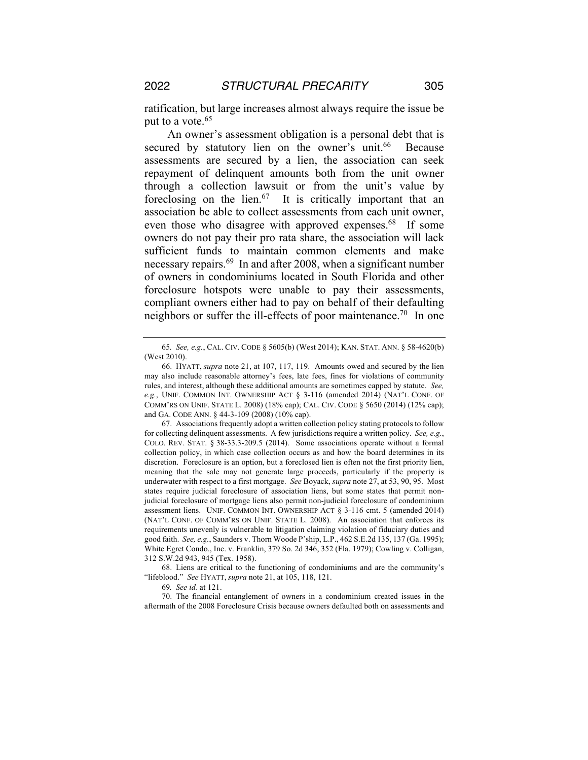ratification, but large increases almost always require the issue be put to a vote.[65]

An owner's assessment obligation is a personal debt that is secured by statutory lien on the owner's unit.[66] Because assessments are secured by a lien, the association can seek repayment of delinquent amounts both from the unit owner through a collection lawsuit or from the unit's value by foreclosing on the lien.[67] It is critically important that an association be able to collect assessments from each unit owner, even those who disagree with approved expenses.[68] If some owners do not pay their pro rata share, the association will lack sufficient funds to maintain common elements and make necessary repairs.[69] In and after 2008, when a significant number of owners in condominiums located in South Florida and other foreclosure hotspots were unable to pay their assessments, compliant owners either had to pay on behalf of their defaulting neighbors or suffer the ill-effects of poor maintenance.[70] In one

---

65. *See, e.g.*, CAL. CIV. CODE § 5605(b) (West 2014); KAN. STAT. ANN. § 58-4620(b) (West 2010).

66. HYATT, *supra* note 21, at 107, 117, 119. Amounts owed and secured by the lien may also include reasonable attorney's fees, late fees, fines for violations of community rules, and interest, although these additional amounts are sometimes capped by statute. *See, e.g.*, UNIF. COMMON INT. OWNERSHIP ACT § 3-116 (amended 2014) (NAT'L CONF. OF COMM'RS ON UNIF. STATE L. 2008) (18% cap); CAL. CIV. CODE § 5650 (2014) (12% cap); and GA. CODE ANN. § 44-3-109 (2008) (10% cap).

67. Associations frequently adopt a written collection policy stating protocols to follow for collecting delinquent assessments. A few jurisdictions require a written policy. *See, e.g.*, COLO. REV. STAT. § 38-33.3-209.5 (2014). Some associations operate without a formal collection policy, in which case collection occurs as and how the board determines in its discretion. Foreclosure is an option, but a foreclosed lien is often not the first priority lien, meaning that the sale may not generate large proceeds, particularly if the property is underwater with respect to a first mortgage. *See* Boyack, *supra* note 27, at 53, 90, 95. Most states require judicial foreclosure of association liens, but some states that permit non-judicial foreclosure of mortgage liens also permit non-judicial foreclosure of condominium assessment liens. UNIF. COMMON INT. OWNERSHIP ACT § 3-116 cmt. 5 (amended 2014) (NAT'L CONF. OF COMM'RS ON UNIF. STATE L. 2008). An association that enforces its requirements unevenly is vulnerable to litigation claiming violation of fiduciary duties and good faith. *See, e.g.*, Saunders v. Thorn Woode P'ship, L.P., 462 S.E.2d 135, 137 (Ga. 1995); White Egret Condo., Inc. v. Franklin, 379 So. 2d 346, 352 (Fla. 1979); Cowling v. Colligan, 312 S.W.2d 943, 945 (Tex. 1958).

68. Liens are critical to the functioning of condominiums and are the community's "lifeblood." *See* HYATT, *supra* note 21, at 105, 118, 121.

69. *See id.* at 121.

70. The financial entanglement of owners in a condominium created issues in the aftermath of the 2008 Foreclosure Crisis because owners defaulted both on assessments and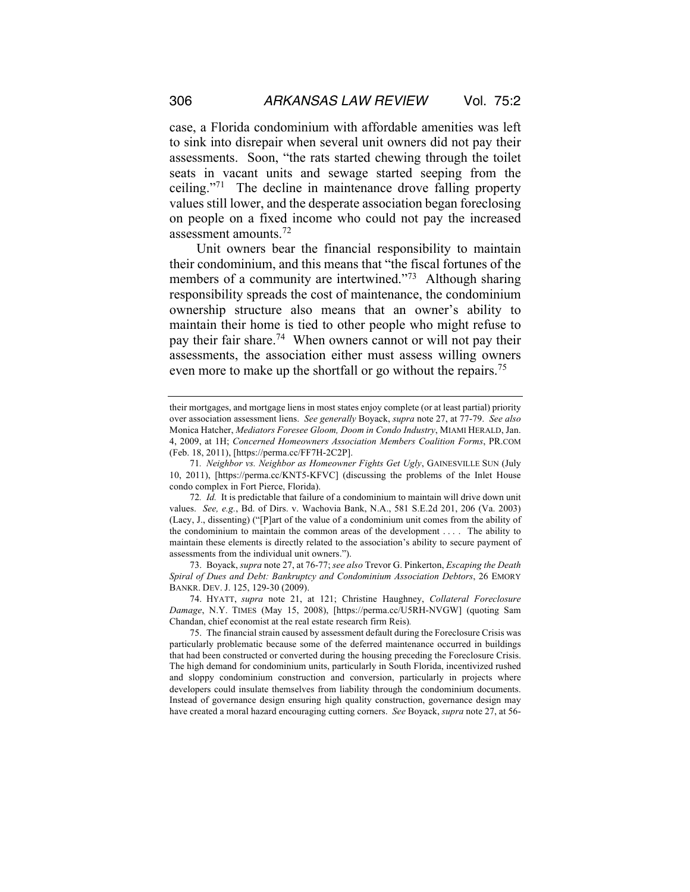case, a Florida condominium with affordable amenities was left to sink into disrepair when several unit owners did not pay their assessments. Soon, "the rats started chewing through the toilet seats in vacant units and sewage started seeping from the ceiling."[71] The decline in maintenance drove falling property values still lower, and the desperate association began foreclosing on people on a fixed income who could not pay the increased assessment amounts.[72]

Unit owners bear the financial responsibility to maintain their condominium, and this means that "the fiscal fortunes of the members of a community are intertwined."[73] Although sharing responsibility spreads the cost of maintenance, the condominium ownership structure also means that an owner's ability to maintain their home is tied to other people who might refuse to pay their fair share.[74] When owners cannot or will not pay their assessments, the association either must assess willing owners even more to make up the shortfall or go without the repairs.[75]

---

their mortgages, and mortgage liens in most states enjoy complete (or at least partial) priority over association assessment liens. *See generally* Boyack, *supra* note 27, at 77-79. *See also* Monica Hatcher, *Mediators Foresee Gloom, Doom in Condo Industry*, MIAMI HERALD, Jan. 4, 2009, at 1H; *Concerned Homeowners Association Members Coalition Forms*, PR.COM (Feb. 18, 2011), [https://perma.cc/FF7H-2C2P].

71. *Neighbor vs. Neighbor as Homeowner Fights Get Ugly*, GAINESVILLE SUN (July 10, 2011), [https://perma.cc/KNT5-KFVC] (discussing the problems of the Inlet House condo complex in Fort Pierce, Florida).

72. *Id.* It is predictable that failure of a condominium to maintain will drive down unit values. *See, e.g.*, Bd. of Dirs. v. Wachovia Bank, N.A., 581 S.E.2d 201, 206 (Va. 2003) (Lacy, J., dissenting) ("[P]art of the value of a condominium unit comes from the ability of the condominium to maintain the common areas of the development . . . . The ability to maintain these elements is directly related to the association's ability to secure payment of assessments from the individual unit owners.").

73. Boyack, *supra* note 27, at 76-77; *see also* Trevor G. Pinkerton, *Escaping the Death Spiral of Dues and Debt: Bankruptcy and Condominium Association Debtors*, 26 EMORY BANKR. DEV. J. 125, 129-30 (2009).

74. HYATT, *supra* note 21, at 121; Christine Haughney, *Collateral Foreclosure Damage*, N.Y. TIMES (May 15, 2008), [https://perma.cc/U5RH-NVGW] (quoting Sam Chandan, chief economist at the real estate research firm Reis).

75. The financial strain caused by assessment default during the Foreclosure Crisis was particularly problematic because some of the deferred maintenance occurred in buildings that had been constructed or converted during the housing preceding the Foreclosure Crisis. The high demand for condominium units, particularly in South Florida, incentivized rushed and sloppy condominium construction and conversion, particularly in projects where developers could insulate themselves from liability through the condominium documents. Instead of governance design ensuring high quality construction, governance design may have created a moral hazard encouraging cutting corners. *See* Boyack, *supra* note 27, at 56-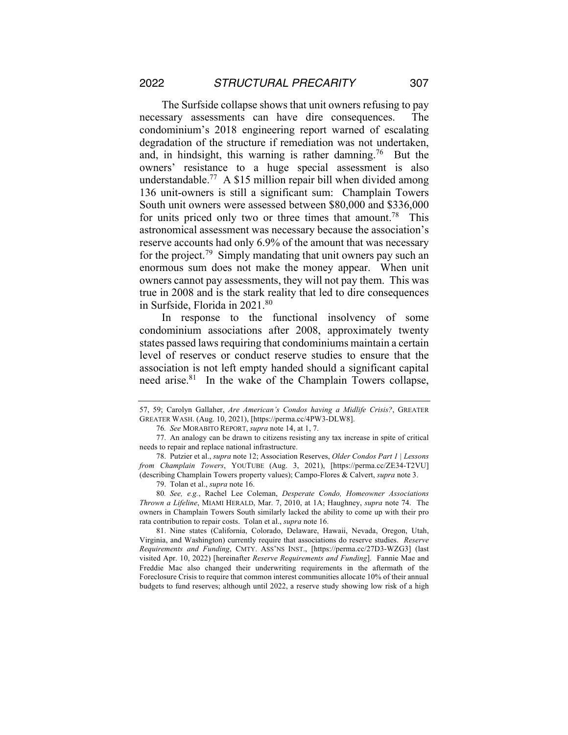The Surfside collapse shows that unit owners refusing to pay necessary assessments can have dire consequences. The condominium's 2018 engineering report warned of escalating degradation of the structure if remediation was not undertaken, and, in hindsight, this warning is rather damning.[76] But the owners' resistance to a huge special assessment is also understandable.[77] A $15 million repair bill when divided among 136 unit-owners is still a significant sum: Champlain Towers South unit owners were assessed between $80,000 and $336,000 for units priced only two or three times that amount.[78] This astronomical assessment was necessary because the association's reserve accounts had only 6.9% of the amount that was necessary for the project.[79] Simply mandating that unit owners pay such an enormous sum does not make the money appear. When unit owners cannot pay assessments, they will not pay them. This was true in 2008 and is the stark reality that led to dire consequences in Surfside, Florida in 2021.[80]

In response to the functional insolvency of some condominium associations after 2008, approximately twenty states passed laws requiring that condominiums maintain a certain level of reserves or conduct reserve studies to ensure that the association is not left empty handed should a significant capital need arise.[81] In the wake of the Champlain Towers collapse,

---

57, 59; Carolyn Gallaher, *Are American's Condos having a Midlife Crisis?*, GREATER GREATER WASH. (Aug. 10, 2021), [https://perma.cc/4PW3-DLW8].

76. *See* MORABITO REPORT, *supra* note 14, at 1, 7.

77. An analogy can be drawn to citizens resisting any tax increase in spite of critical needs to repair and replace national infrastructure.

78. Putzier et al., *supra* note 12; Association Reserves, *Older Condos Part 1 | Lessons from Champlain Towers*, YOUTUBE (Aug. 3, 2021), [https://perma.cc/ZE34-T2VU] (describing Champlain Towers property values); Campo-Flores & Calvert, *supra* note 3.

79. Tolan et al., *supra* note 16.

80. *See, e.g.*, Rachel Lee Coleman, *Desperate Condo, Homeowner Associations Thrown a Lifeline*, MIAMI HERALD, Mar. 7, 2010, at 1A; Haughney, *supra* note 74. The owners in Champlain Towers South similarly lacked the ability to come up with their pro rata contribution to repair costs. Tolan et al., *supra* note 16.

81. Nine states (California, Colorado, Delaware, Hawaii, Nevada, Oregon, Utah, Virginia, and Washington) currently require that associations do reserve studies. *Reserve Requirements and Funding*, CMTY. ASS'NS INST., [https://perma.cc/27D3-WZG3] (last visited Apr. 10, 2022) [hereinafter *Reserve Requirements and Funding*]. Fannie Mae and Freddie Mac also changed their underwriting requirements in the aftermath of the Foreclosure Crisis to require that common interest communities allocate 10% of their annual budgets to fund reserves; although until 2022, a reserve study showing low risk of a high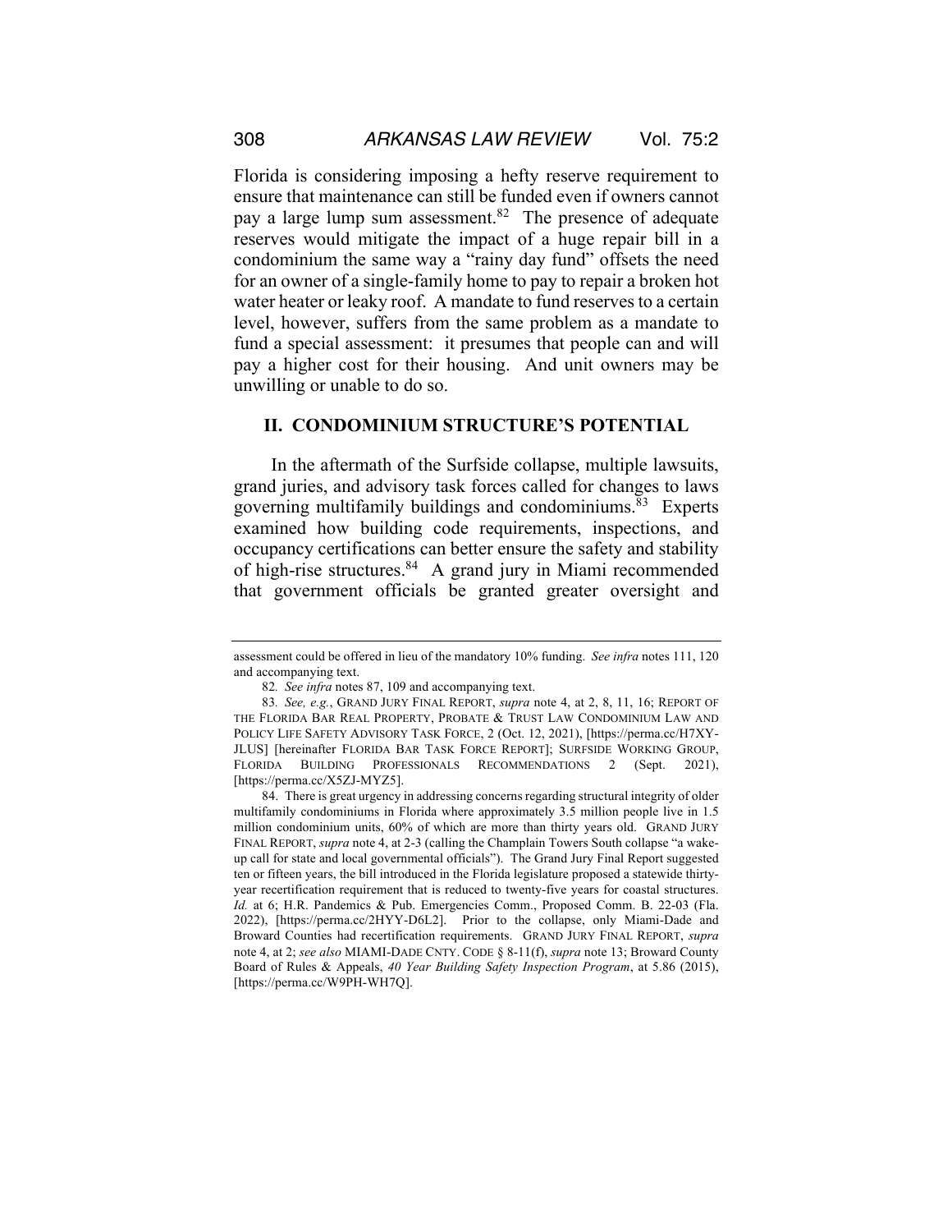Florida is considering imposing a hefty reserve requirement to ensure that maintenance can still be funded even if owners cannot pay a large lump sum assessment.[82] The presence of adequate reserves would mitigate the impact of a huge repair bill in a condominium the same way a "rainy day fund" offsets the need for an owner of a single-family home to pay to repair a broken hot water heater or leaky roof. A mandate to fund reserves to a certain level, however, suffers from the same problem as a mandate to fund a special assessment: it presumes that people can and will pay a higher cost for their housing. And unit owners may be unwilling or unable to do so.

## II. CONDOMINIUM STRUCTURE'S POTENTIAL

In the aftermath of the Surfside collapse, multiple lawsuits, grand juries, and advisory task forces called for changes to laws governing multifamily buildings and condominiums.[83] Experts examined how building code requirements, inspections, and occupancy certifications can better ensure the safety and stability of high-rise structures.[84] A grand jury in Miami recommended that government officials be granted greater oversight and

---

assessment could be offered in lieu of the mandatory 10% funding. *See infra* notes 111, 120 and accompanying text.

82. *See infra* notes 87, 109 and accompanying text.

83. *See, e.g.*, GRAND JURY FINAL REPORT, *supra* note 4, at 2, 8, 11, 16; REPORT OF THE FLORIDA BAR REAL PROPERTY, PROBATE & TRUST LAW CONDOMINIUM LAW AND POLICY LIFE SAFETY ADVISORY TASK FORCE, 2 (Oct. 12, 2021), [https://perma.cc/H7XY-JLUS] [hereinafter FLORIDA BAR TASK FORCE REPORT]; SURFSIDE WORKING GROUP, FLORIDA BUILDING PROFESSIONALS RECOMMENDATIONS 2 (Sept. 2021), [https://perma.cc/X5ZJ-MYZ5].

84. There is great urgency in addressing concerns regarding structural integrity of older multifamily condominiums in Florida where approximately 3.5 million people live in 1.5 million condominium units, 60% of which are more than thirty years old. GRAND JURY FINAL REPORT, *supra* note 4, at 2-3 (calling the Champlain Towers South collapse "a wake-up call for state and local governmental officials"). The Grand Jury Final Report suggested ten or fifteen years, the bill introduced in the Florida legislature proposed a statewide thirty-year recertification requirement that is reduced to twenty-five years for coastal structures. *Id.* at 6; H.R. Pandemics & Pub. Emergencies Comm., Proposed Comm. B. 22-03 (Fla. 2022), [https://perma.cc/2HYY-D6L2]. Prior to the collapse, only Miami-Dade and Broward Counties had recertification requirements. GRAND JURY FINAL REPORT, *supra* note 4, at 2; *see also* MIAMI-DADE CNTY. CODE § 8-11(f), *supra* note 13; Broward County Board of Rules & Appeals, *40 Year Building Safety Inspection Program*, at 5.86 (2015), [https://perma.cc/W9PH-WH7Q].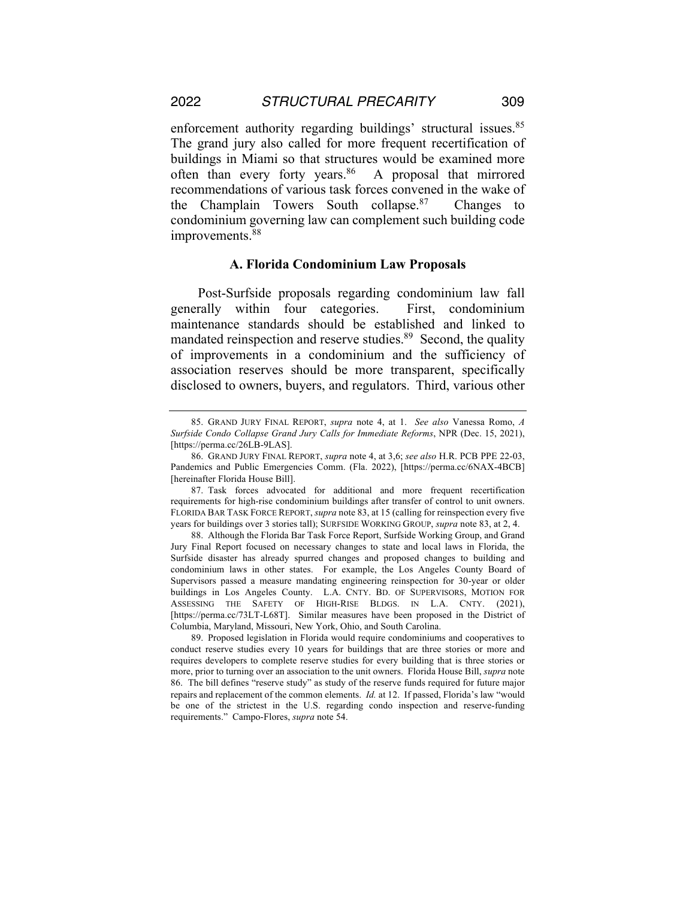enforcement authority regarding buildings' structural issues.[85] The grand jury also called for more frequent recertification of buildings in Miami so that structures would be examined more often than every forty years.[86] A proposal that mirrored recommendations of various task forces convened in the wake of the Champlain Towers South collapse.[87] Changes to condominium governing law can complement such building code improvements.[88]

### A. Florida Condominium Law Proposals

Post-Surfside proposals regarding condominium law fall generally within four categories. First, condominium maintenance standards should be established and linked to mandated reinspection and reserve studies.[89] Second, the quality of improvements in a condominium and the sufficiency of association reserves should be more transparent, specifically disclosed to owners, buyers, and regulators. Third, various other

---

85. GRAND JURY FINAL REPORT, *supra* note 4, at 1. *See also* Vanessa Romo, *A Surfside Condo Collapse Grand Jury Calls for Immediate Reforms*, NPR (Dec. 15, 2021), [https://perma.cc/26LB-9LAS].

86. GRAND JURY FINAL REPORT, *supra* note 4, at 3,6; *see also* H.R. PCB PPE 22-03, Pandemics and Public Emergencies Comm. (Fla. 2022), [https://perma.cc/6NAX-4BCB] [hereinafter Florida House Bill].

87. Task forces advocated for additional and more frequent recertification requirements for high-rise condominium buildings after transfer of control to unit owners. FLORIDA BAR TASK FORCE REPORT, *supra* note 83, at 15 (calling for reinspection every five years for buildings over 3 stories tall); SURFSIDE WORKING GROUP, *supra* note 83, at 2, 4.

88. Although the Florida Bar Task Force Report, Surfside Working Group, and Grand Jury Final Report focused on necessary changes to state and local laws in Florida, the Surfside disaster has already spurred changes and proposed changes to building and condominium laws in other states. For example, the Los Angeles County Board of Supervisors passed a measure mandating engineering reinspection for 30-year or older buildings in Los Angeles County. L.A. CNTY. BD. OF SUPERVISORS, MOTION FOR ASSESSING THE SAFETY OF HIGH-RISE BLDGS. IN L.A. CNTY. (2021), [https://perma.cc/73LT-L68T]. Similar measures have been proposed in the District of Columbia, Maryland, Missouri, New York, Ohio, and South Carolina.

89. Proposed legislation in Florida would require condominiums and cooperatives to conduct reserve studies every 10 years for buildings that are three stories or more and requires developers to complete reserve studies for every building that is three stories or more, prior to turning over an association to the unit owners. Florida House Bill, *supra* note 86. The bill defines "reserve study" as study of the reserve funds required for future major repairs and replacement of the common elements. *Id.* at 12. If passed, Florida's law "would be one of the strictest in the U.S. regarding condo inspection and reserve-funding requirements." Campo-Flores, *supra* note 54.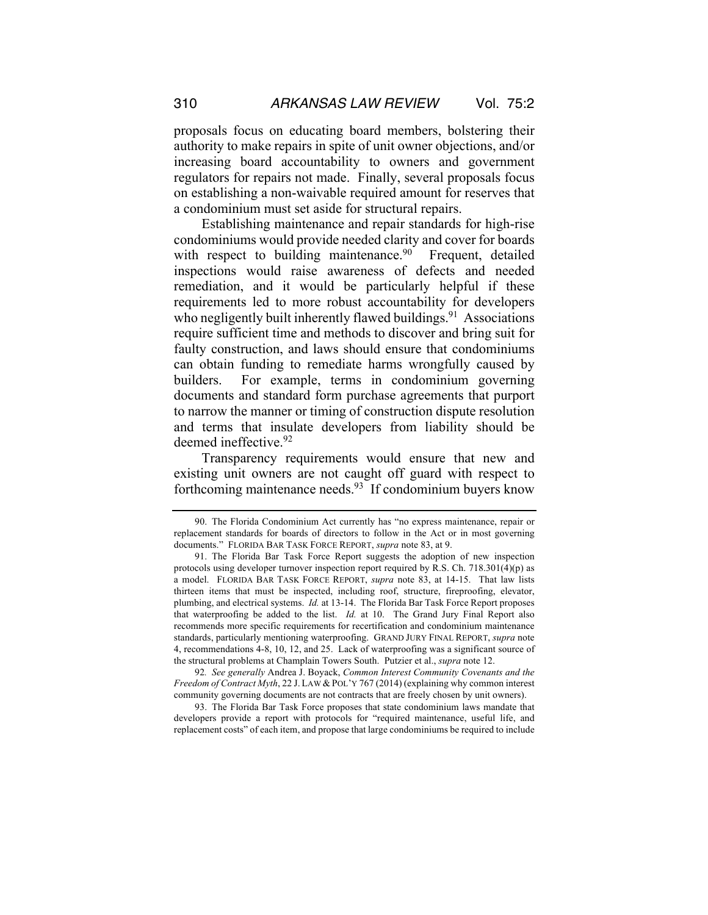proposals focus on educating board members, bolstering their authority to make repairs in spite of unit owner objections, and/or increasing board accountability to owners and government regulators for repairs not made. Finally, several proposals focus on establishing a non-waivable required amount for reserves that a condominium must set aside for structural repairs.

Establishing maintenance and repair standards for high-rise condominiums would provide needed clarity and cover for boards with respect to building maintenance.[90] Frequent, detailed inspections would raise awareness of defects and needed remediation, and it would be particularly helpful if these requirements led to more robust accountability for developers who negligently built inherently flawed buildings.[91] Associations require sufficient time and methods to discover and bring suit for faulty construction, and laws should ensure that condominiums can obtain funding to remediate harms wrongfully caused by builders. For example, terms in condominium governing documents and standard form purchase agreements that purport to narrow the manner or timing of construction dispute resolution and terms that insulate developers from liability should be deemed ineffective.[92]

Transparency requirements would ensure that new and existing unit owners are not caught off guard with respect to forthcoming maintenance needs.[93] If condominium buyers know

---

90. The Florida Condominium Act currently has "no express maintenance, repair or replacement standards for boards of directors to follow in the Act or in most governing documents." FLORIDA BAR TASK FORCE REPORT, *supra* note 83, at 9.

91. The Florida Bar Task Force Report suggests the adoption of new inspection protocols using developer turnover inspection report required by R.S. Ch. 718.301(4)(p) as a model. FLORIDA BAR TASK FORCE REPORT, *supra* note 83, at 14-15. That law lists thirteen items that must be inspected, including roof, structure, fireproofing, elevator, plumbing, and electrical systems. *Id.* at 13-14. The Florida Bar Task Force Report proposes that waterproofing be added to the list. *Id.* at 10. The Grand Jury Final Report also recommends more specific requirements for recertification and condominium maintenance standards, particularly mentioning waterproofing. GRAND JURY FINAL REPORT, *supra* note 4, recommendations 4-8, 10, 12, and 25. Lack of waterproofing was a significant source of the structural problems at Champlain Towers South. Putzier et al., *supra* note 12.

92. *See generally* Andrea J. Boyack, *Common Interest Community Covenants and the Freedom of Contract Myth*, 22 J. LAW & POL'Y 767 (2014) (explaining why common interest community governing documents are not contracts that are freely chosen by unit owners).

93. The Florida Bar Task Force proposes that state condominium laws mandate that developers provide a report with protocols for "required maintenance, useful life, and replacement costs" of each item, and propose that large condominiums be required to include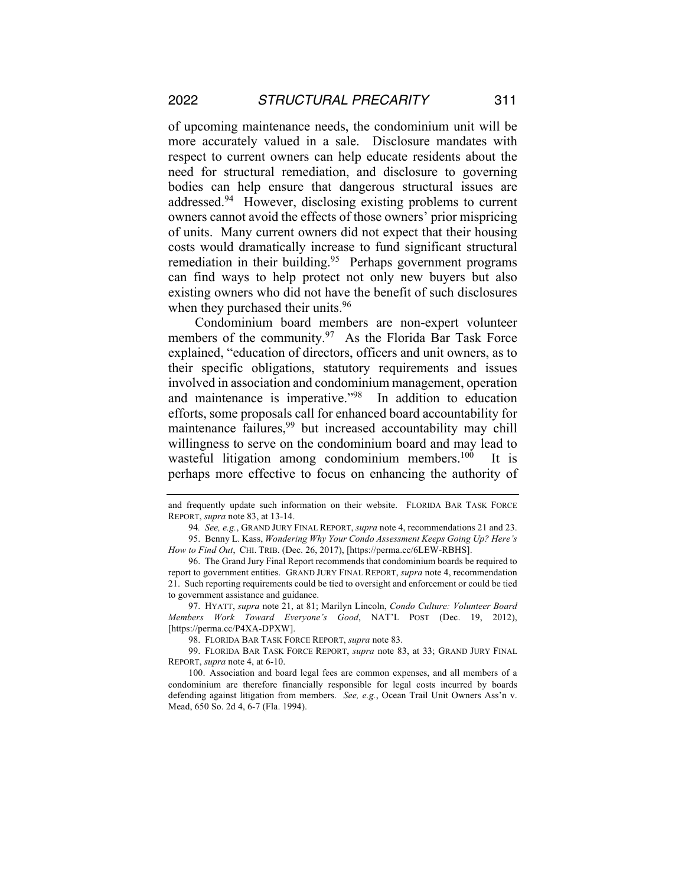of upcoming maintenance needs, the condominium unit will be more accurately valued in a sale. Disclosure mandates with respect to current owners can help educate residents about the need for structural remediation, and disclosure to governing bodies can help ensure that dangerous structural issues are addressed.[94] However, disclosing existing problems to current owners cannot avoid the effects of those owners' prior mispricing of units. Many current owners did not expect that their housing costs would dramatically increase to fund significant structural remediation in their building.[95] Perhaps government programs can find ways to help protect not only new buyers but also existing owners who did not have the benefit of such disclosures when they purchased their units.[96]

Condominium board members are non-expert volunteer members of the community.[97] As the Florida Bar Task Force explained, "education of directors, officers and unit owners, as to their specific obligations, statutory requirements and issues involved in association and condominium management, operation and maintenance is imperative."[98] In addition to education efforts, some proposals call for enhanced board accountability for maintenance failures,[99] but increased accountability may chill willingness to serve on the condominium board and may lead to wasteful litigation among condominium members.[100] It is perhaps more effective to focus on enhancing the authority of

---

and frequently update such information on their website. FLORIDA BAR TASK FORCE REPORT, *supra* note 83, at 13-14.

94. *See, e.g.*, GRAND JURY FINAL REPORT, *supra* note 4, recommendations 21 and 23.

95. Benny L. Kass, *Wondering Why Your Condo Assessment Keeps Going Up? Here's How to Find Out*, CHI. TRIB. (Dec. 26, 2017), [https://perma.cc/6LEW-RBHS].

96. The Grand Jury Final Report recommends that condominium boards be required to report to government entities. GRAND JURY FINAL REPORT, *supra* note 4, recommendation 21. Such reporting requirements could be tied to oversight and enforcement or could be tied to government assistance and guidance.

97. HYATT, *supra* note 21, at 81; Marilyn Lincoln, *Condo Culture: Volunteer Board Members Work Toward Everyone's Good*, NAT'L POST (Dec. 19, 2012), [https://perma.cc/P4XA-DPXW].

98. FLORIDA BAR TASK FORCE REPORT, *supra* note 83.

99. FLORIDA BAR TASK FORCE REPORT, *supra* note 83, at 33; GRAND JURY FINAL REPORT, *supra* note 4, at 6-10.

100. Association and board legal fees are common expenses, and all members of a condominium are therefore financially responsible for legal costs incurred by boards defending against litigation from members. *See, e.g.*, Ocean Trail Unit Owners Ass'n v. Mead, 650 So. 2d 4, 6-7 (Fla. 1994).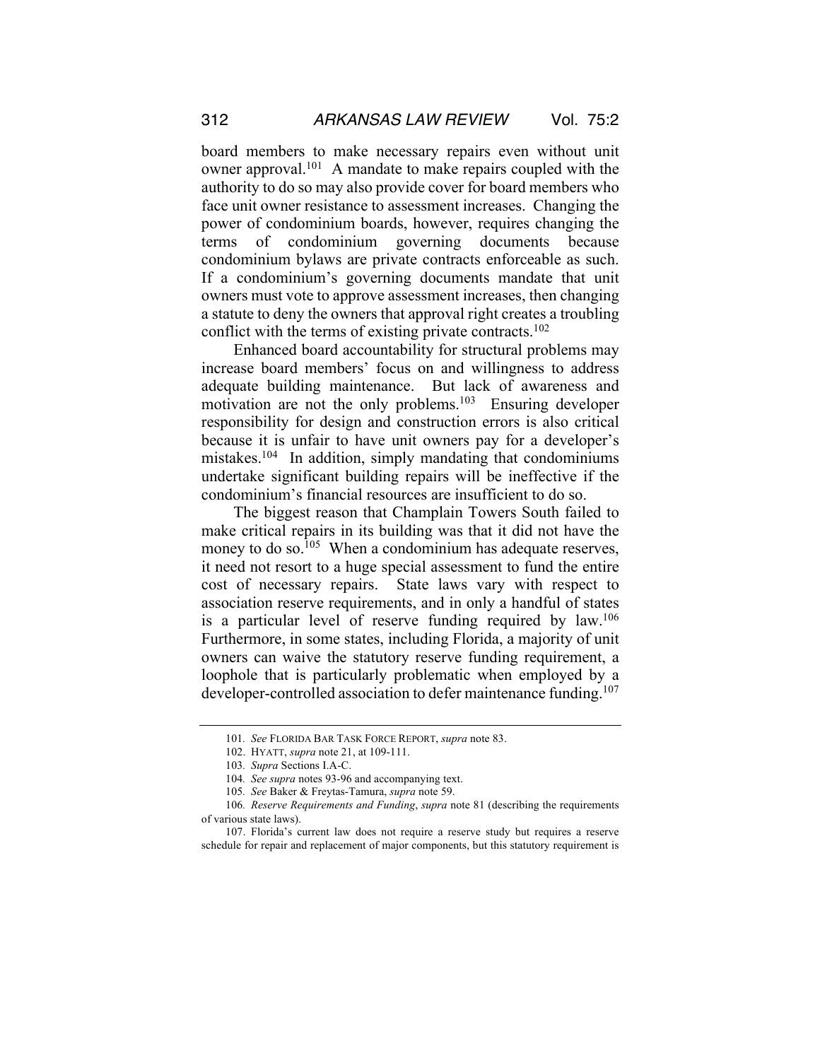board members to make necessary repairs even without unit owner approval.[101] A mandate to make repairs coupled with the authority to do so may also provide cover for board members who face unit owner resistance to assessment increases. Changing the power of condominium boards, however, requires changing the terms of condominium governing documents because condominium bylaws are private contracts enforceable as such. If a condominium's governing documents mandate that unit owners must vote to approve assessment increases, then changing a statute to deny the owners that approval right creates a troubling conflict with the terms of existing private contracts.[102]

Enhanced board accountability for structural problems may increase board members' focus on and willingness to address adequate building maintenance. But lack of awareness and motivation are not the only problems.[103] Ensuring developer responsibility for design and construction errors is also critical because it is unfair to have unit owners pay for a developer's mistakes.[104] In addition, simply mandating that condominiums undertake significant building repairs will be ineffective if the condominium's financial resources are insufficient to do so.

The biggest reason that Champlain Towers South failed to make critical repairs in its building was that it did not have the money to do so.[105] When a condominium has adequate reserves, it need not resort to a huge special assessment to fund the entire cost of necessary repairs. State laws vary with respect to association reserve requirements, and in only a handful of states is a particular level of reserve funding required by law.[106] Furthermore, in some states, including Florida, a majority of unit owners can waive the statutory reserve funding requirement, a loophole that is particularly problematic when employed by a developer-controlled association to defer maintenance funding.[107]

---

101. *See* FLORIDA BAR TASK FORCE REPORT, *supra* note 83.

102. HYATT, *supra* note 21, at 109-111.

103. *Supra* Sections I.A-C.

104. *See supra* notes 93-96 and accompanying text.

105. *See* Baker & Freytas-Tamura, *supra* note 59.

106. *Reserve Requirements and Funding*, *supra* note 81 (describing the requirements of various state laws).

107. Florida's current law does not require a reserve study but requires a reserve schedule for repair and replacement of major components, but this statutory requirement is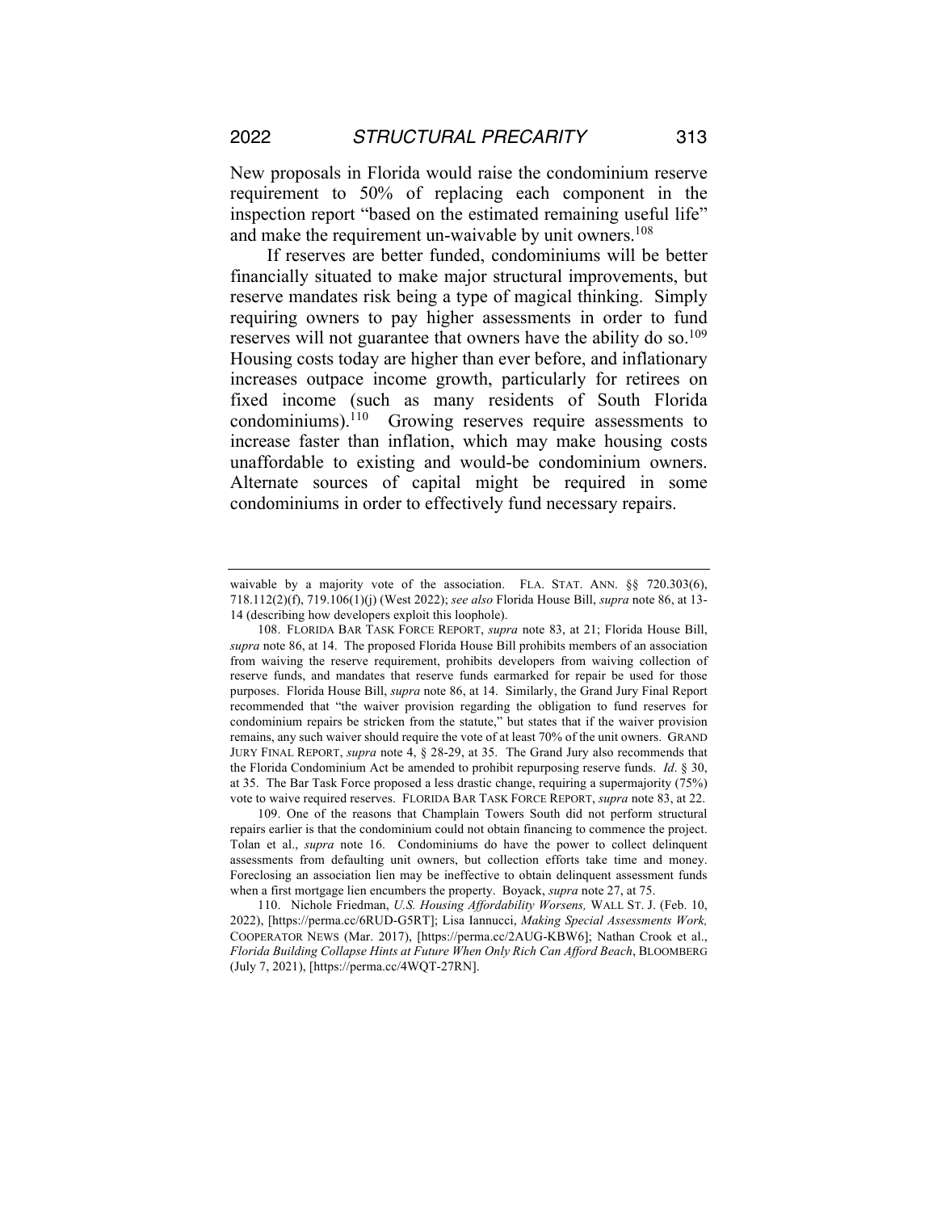New proposals in Florida would raise the condominium reserve requirement to 50% of replacing each component in the inspection report "based on the estimated remaining useful life" and make the requirement un-waivable by unit owners.[108]

If reserves are better funded, condominiums will be better financially situated to make major structural improvements, but reserve mandates risk being a type of magical thinking. Simply requiring owners to pay higher assessments in order to fund reserves will not guarantee that owners have the ability do so.[109] Housing costs today are higher than ever before, and inflationary increases outpace income growth, particularly for retirees on fixed income (such as many residents of South Florida condominiums).[110] Growing reserves require assessments to increase faster than inflation, which may make housing costs unaffordable to existing and would-be condominium owners. Alternate sources of capital might be required in some condominiums in order to effectively fund necessary repairs.

---

waivable by a majority vote of the association. FLA. STAT. ANN. §§ 720.303(6), 718.112(2)(f), 719.106(1)(j) (West 2022); *see also* Florida House Bill, *supra* note 86, at 13-14 (describing how developers exploit this loophole).

108. FLORIDA BAR TASK FORCE REPORT, *supra* note 83, at 21; Florida House Bill, *supra* note 86, at 14. The proposed Florida House Bill prohibits members of an association from waiving the reserve requirement, prohibits developers from waiving collection of reserve funds, and mandates that reserve funds earmarked for repair be used for those purposes. Florida House Bill, *supra* note 86, at 14. Similarly, the Grand Jury Final Report recommended that "the waiver provision regarding the obligation to fund reserves for condominium repairs be stricken from the statute," but states that if the waiver provision remains, any such waiver should require the vote of at least 70% of the unit owners. GRAND JURY FINAL REPORT, *supra* note 4, § 28-29, at 35. The Grand Jury also recommends that the Florida Condominium Act be amended to prohibit repurposing reserve funds. *Id*. § 30, at 35. The Bar Task Force proposed a less drastic change, requiring a supermajority (75%) vote to waive required reserves. FLORIDA BAR TASK FORCE REPORT, *supra* note 83, at 22.

109. One of the reasons that Champlain Towers South did not perform structural repairs earlier is that the condominium could not obtain financing to commence the project. Tolan et al., *supra* note 16. Condominiums do have the power to collect delinquent assessments from defaulting unit owners, but collection efforts take time and money. Foreclosing an association lien may be ineffective to obtain delinquent assessment funds when a first mortgage lien encumbers the property. Boyack, *supra* note 27, at 75.

110. Nichole Friedman, *U.S. Housing Affordability Worsens,* WALL ST. J. (Feb. 10, 2022), [https://perma.cc/6RUD-G5RT]; Lisa Iannucci, *Making Special Assessments Work,* COOPERATOR NEWS (Mar. 2017), [https://perma.cc/2AUG-KBW6]; Nathan Crook et al., *Florida Building Collapse Hints at Future When Only Rich Can Afford Beach*, BLOOMBERG (July 7, 2021), [https://perma.cc/4WQT-27RN].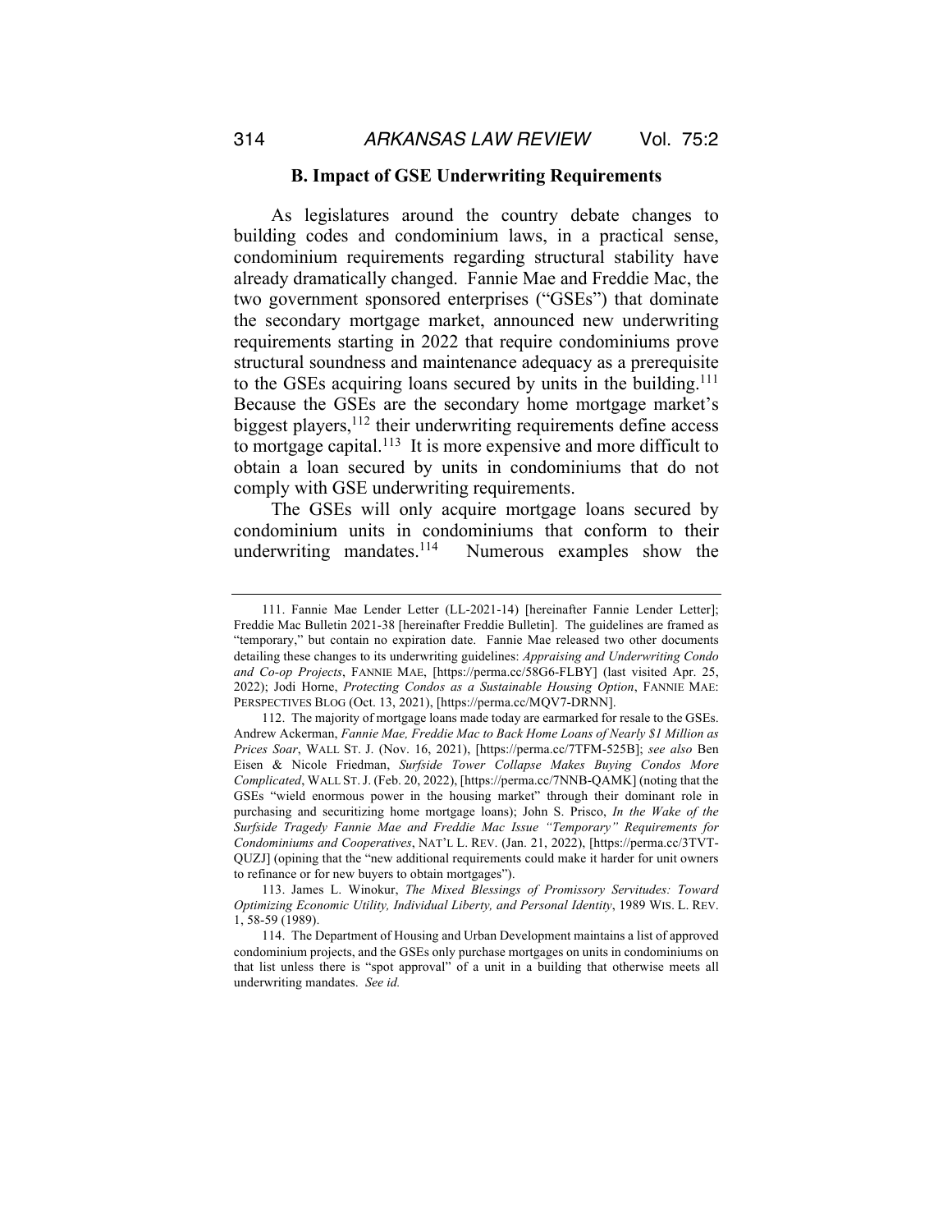### B. Impact of GSE Underwriting Requirements

As legislatures around the country debate changes to building codes and condominium laws, in a practical sense, condominium requirements regarding structural stability have already dramatically changed. Fannie Mae and Freddie Mac, the two government sponsored enterprises ("GSEs") that dominate the secondary mortgage market, announced new underwriting requirements starting in 2022 that require condominiums prove structural soundness and maintenance adequacy as a prerequisite to the GSEs acquiring loans secured by units in the building.[111] Because the GSEs are the secondary home mortgage market's biggest players,[112] their underwriting requirements define access to mortgage capital.[113] It is more expensive and more difficult to obtain a loan secured by units in condominiums that do not comply with GSE underwriting requirements.

The GSEs will only acquire mortgage loans secured by condominium units in condominiums that conform to their underwriting mandates.[114] Numerous examples show the

---

111. Fannie Mae Lender Letter (LL-2021-14) [hereinafter Fannie Lender Letter]; Freddie Mac Bulletin 2021-38 [hereinafter Freddie Bulletin]. The guidelines are framed as "temporary," but contain no expiration date. Fannie Mae released two other documents detailing these changes to its underwriting guidelines: *Appraising and Underwriting Condo and Co-op Projects*, FANNIE MAE, [https://perma.cc/58G6-FLBY] (last visited Apr. 25, 2022); Jodi Horne, *Protecting Condos as a Sustainable Housing Option*, FANNIE MAE: PERSPECTIVES BLOG (Oct. 13, 2021), [https://perma.cc/MQV7-DRNN].

112. The majority of mortgage loans made today are earmarked for resale to the GSEs. Andrew Ackerman, *Fannie Mae, Freddie Mac to Back Home Loans of Nearly $1 Million as Prices Soar*, WALL ST. J. (Nov. 16, 2021), [https://perma.cc/7TFM-525B]; *see also* Ben Eisen & Nicole Friedman, *Surfside Tower Collapse Makes Buying Condos More Complicated*, WALL ST. J. (Feb. 20, 2022), [https://perma.cc/7NNB-QAMK] (noting that the GSEs "wield enormous power in the housing market" through their dominant role in purchasing and securitizing home mortgage loans); John S. Prisco, *In the Wake of the Surfside Tragedy Fannie Mae and Freddie Mac Issue "Temporary" Requirements for Condominiums and Cooperatives*, NAT'L L. REV. (Jan. 21, 2022), [https://perma.cc/3TVT-QUZJ] (opining that the "new additional requirements could make it harder for unit owners to refinance or for new buyers to obtain mortgages").

113. James L. Winokur, *The Mixed Blessings of Promissory Servitudes: Toward Optimizing Economic Utility, Individual Liberty, and Personal Identity*, 1989 WIS. L. REV. 1, 58-59 (1989).

114. The Department of Housing and Urban Development maintains a list of approved condominium projects, and the GSEs only purchase mortgages on units in condominiums on that list unless there is "spot approval" of a unit in a building that otherwise meets all underwriting mandates. *See id.*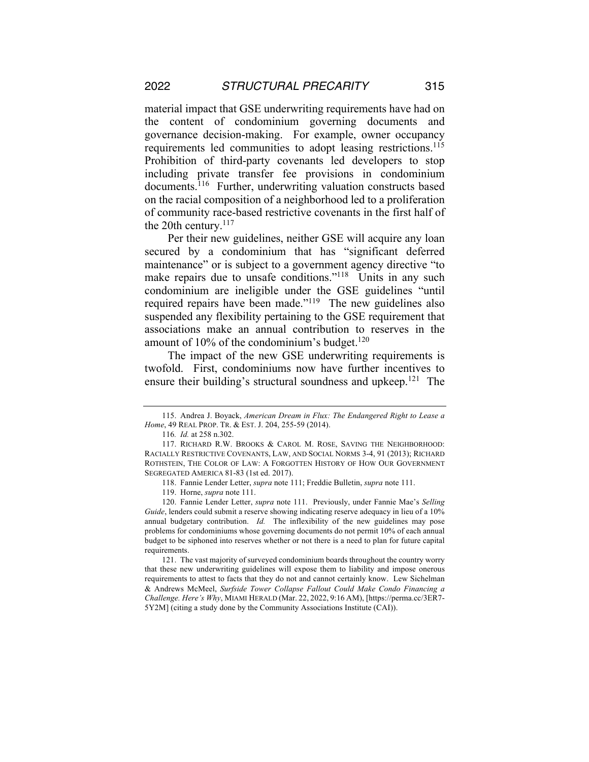material impact that GSE underwriting requirements have had on the content of condominium governing documents and governance decision-making. For example, owner occupancy requirements led communities to adopt leasing restrictions.[115] Prohibition of third-party covenants led developers to stop including private transfer fee provisions in condominium documents.[116] Further, underwriting valuation constructs based on the racial composition of a neighborhood led to a proliferation of community race-based restrictive covenants in the first half of the 20th century.[117]

Per their new guidelines, neither GSE will acquire any loan secured by a condominium that has "significant deferred maintenance" or is subject to a government agency directive "to make repairs due to unsafe conditions."[118] Units in any such condominium are ineligible under the GSE guidelines "until required repairs have been made."[119] The new guidelines also suspended any flexibility pertaining to the GSE requirement that associations make an annual contribution to reserves in the amount of 10% of the condominium's budget.[120]

The impact of the new GSE underwriting requirements is twofold. First, condominiums now have further incentives to ensure their building's structural soundness and upkeep.[121] The

---

115. Andrea J. Boyack, *American Dream in Flux: The Endangered Right to Lease a Home*, 49 REAL PROP. TR. & EST. J. 204, 255-59 (2014).

116. *Id.* at 258 n.302.

117. RICHARD R.W. BROOKS & CAROL M. ROSE, SAVING THE NEIGHBORHOOD: RACIALLY RESTRICTIVE COVENANTS, LAW, AND SOCIAL NORMS 3-4, 91 (2013); RICHARD ROTHSTEIN, THE COLOR OF LAW: A FORGOTTEN HISTORY OF HOW OUR GOVERNMENT SEGREGATED AMERICA 81-83 (1st ed. 2017).

118. Fannie Lender Letter, *supra* note 111; Freddie Bulletin, *supra* note 111.

119. Horne, *supra* note 111.

120. Fannie Lender Letter, *supra* note 111. Previously, under Fannie Mae's *Selling Guide*, lenders could submit a reserve showing indicating reserve adequacy in lieu of a 10% annual budgetary contribution. *Id.* The inflexibility of the new guidelines may pose problems for condominiums whose governing documents do not permit 10% of each annual budget to be siphoned into reserves whether or not there is a need to plan for future capital requirements.

121. The vast majority of surveyed condominium boards throughout the country worry that these new underwriting guidelines will expose them to liability and impose onerous requirements to attest to facts that they do not and cannot certainly know. Lew Sichelman & Andrews McMeel, *Surfside Tower Collapse Fallout Could Make Condo Financing a Challenge. Here's Why*, MIAMI HERALD (Mar. 22, 2022, 9:16 AM), [https://perma.cc/3ER7-5Y2M] (citing a study done by the Community Associations Institute (CAI)).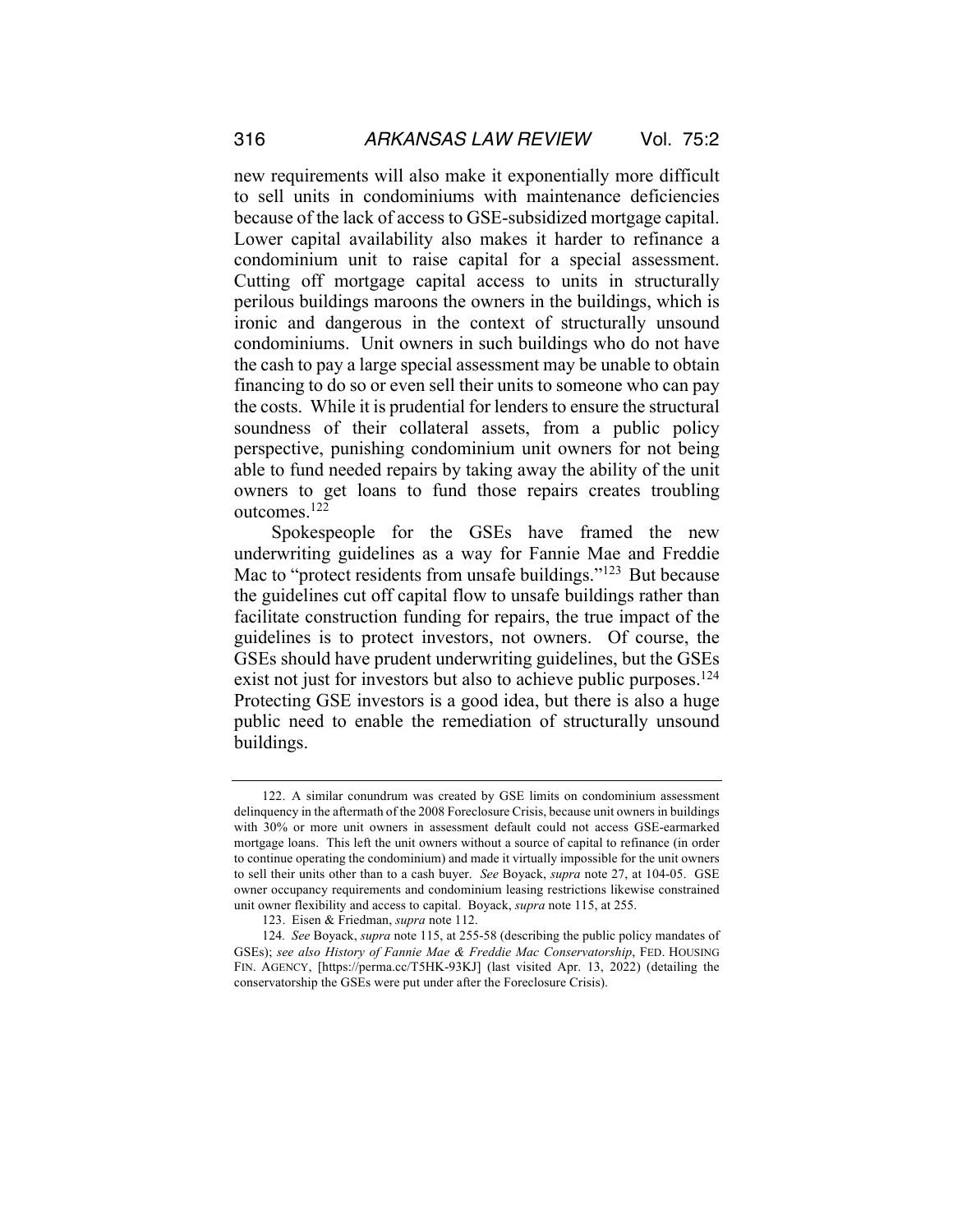new requirements will also make it exponentially more difficult to sell units in condominiums with maintenance deficiencies because of the lack of access to GSE-subsidized mortgage capital. Lower capital availability also makes it harder to refinance a condominium unit to raise capital for a special assessment. Cutting off mortgage capital access to units in structurally perilous buildings maroons the owners in the buildings, which is ironic and dangerous in the context of structurally unsound condominiums. Unit owners in such buildings who do not have the cash to pay a large special assessment may be unable to obtain financing to do so or even sell their units to someone who can pay the costs. While it is prudential for lenders to ensure the structural soundness of their collateral assets, from a public policy perspective, punishing condominium unit owners for not being able to fund needed repairs by taking away the ability of the unit owners to get loans to fund those repairs creates troubling outcomes.[122]

Spokespeople for the GSEs have framed the new underwriting guidelines as a way for Fannie Mae and Freddie Mac to "protect residents from unsafe buildings."[123] But because the guidelines cut off capital flow to unsafe buildings rather than facilitate construction funding for repairs, the true impact of the guidelines is to protect investors, not owners. Of course, the GSEs should have prudent underwriting guidelines, but the GSEs exist not just for investors but also to achieve public purposes.[124] Protecting GSE investors is a good idea, but there is also a huge public need to enable the remediation of structurally unsound buildings.

---

122. A similar conundrum was created by GSE limits on condominium assessment delinquency in the aftermath of the 2008 Foreclosure Crisis, because unit owners in buildings with 30% or more unit owners in assessment default could not access GSE-earmarked mortgage loans. This left the unit owners without a source of capital to refinance (in order to continue operating the condominium) and made it virtually impossible for the unit owners to sell their units other than to a cash buyer. *See* Boyack, *supra* note 27, at 104-05. GSE owner occupancy requirements and condominium leasing restrictions likewise constrained unit owner flexibility and access to capital. Boyack, *supra* note 115, at 255.

123. Eisen & Friedman, *supra* note 112.

124. *See* Boyack, *supra* note 115, at 255-58 (describing the public policy mandates of GSEs); *see also History of Fannie Mae & Freddie Mac Conservatorship*, FED. HOUSING FIN. AGENCY, [https://perma.cc/T5HK-93KJ] (last visited Apr. 13, 2022) (detailing the conservatorship the GSEs were put under after the Foreclosure Crisis).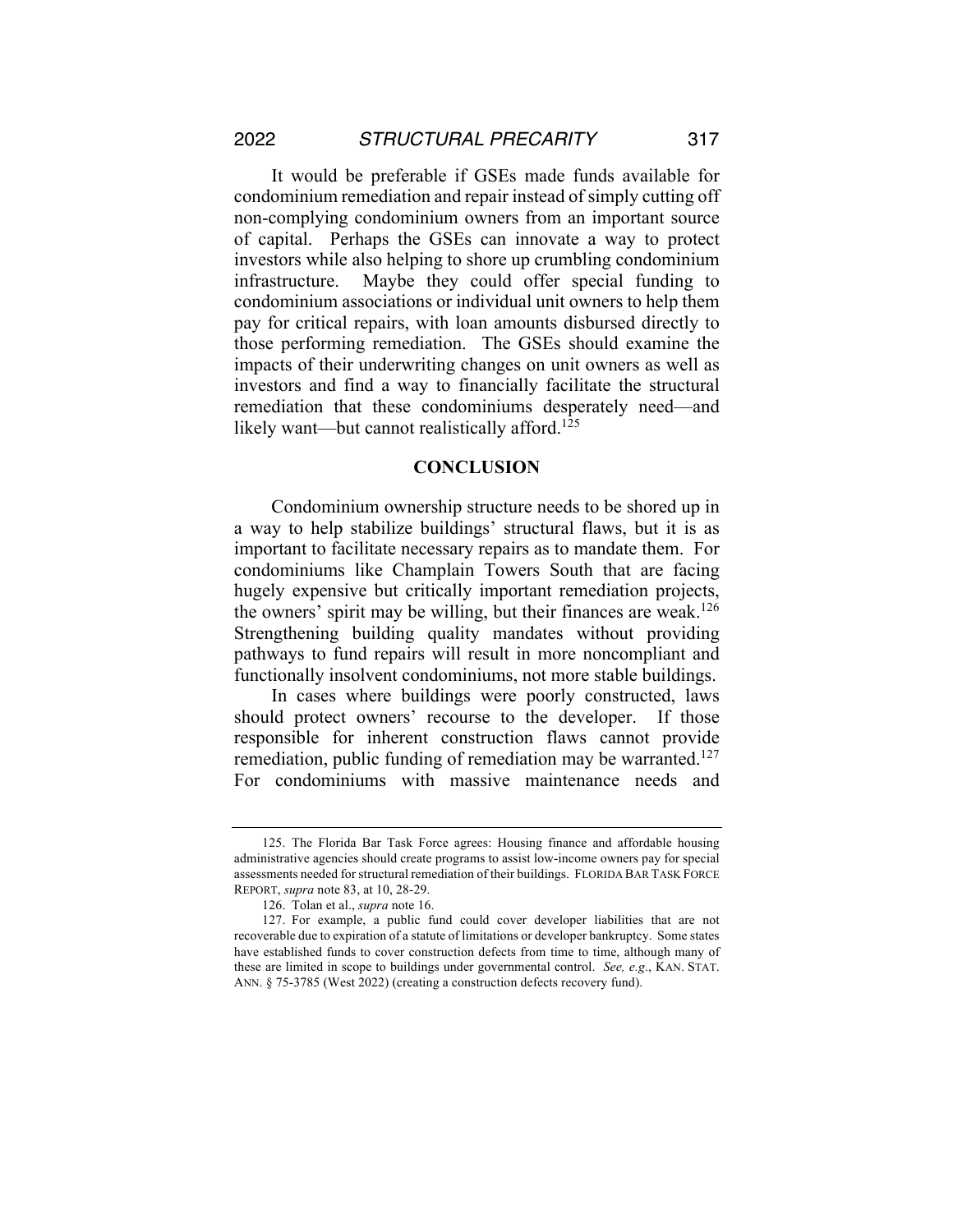It would be preferable if GSEs made funds available for condominium remediation and repair instead of simply cutting off non-complying condominium owners from an important source of capital. Perhaps the GSEs can innovate a way to protect investors while also helping to shore up crumbling condominium infrastructure. Maybe they could offer special funding to condominium associations or individual unit owners to help them pay for critical repairs, with loan amounts disbursed directly to those performing remediation. The GSEs should examine the impacts of their underwriting changes on unit owners as well as investors and find a way to financially facilitate the structural remediation that these condominiums desperately need—and likely want—but cannot realistically afford.[125]

## CONCLUSION

Condominium ownership structure needs to be shored up in a way to help stabilize buildings' structural flaws, but it is as important to facilitate necessary repairs as to mandate them. For condominiums like Champlain Towers South that are facing hugely expensive but critically important remediation projects, the owners' spirit may be willing, but their finances are weak.[126] Strengthening building quality mandates without providing pathways to fund repairs will result in more noncompliant and functionally insolvent condominiums, not more stable buildings.

In cases where buildings were poorly constructed, laws should protect owners' recourse to the developer. If those responsible for inherent construction flaws cannot provide remediation, public funding of remediation may be warranted.[127] For condominiums with massive maintenance needs and

---

125. The Florida Bar Task Force agrees: Housing finance and affordable housing administrative agencies should create programs to assist low-income owners pay for special assessments needed for structural remediation of their buildings. FLORIDA BAR TASK FORCE REPORT, *supra* note 83, at 10, 28-29.

126. Tolan et al., *supra* note 16.

127. For example, a public fund could cover developer liabilities that are not recoverable due to expiration of a statute of limitations or developer bankruptcy. Some states have established funds to cover construction defects from time to time, although many of these are limited in scope to buildings under governmental control. *See, e.g.*, KAN. STAT. ANN. § 75-3785 (West 2022) (creating a construction defects recovery fund).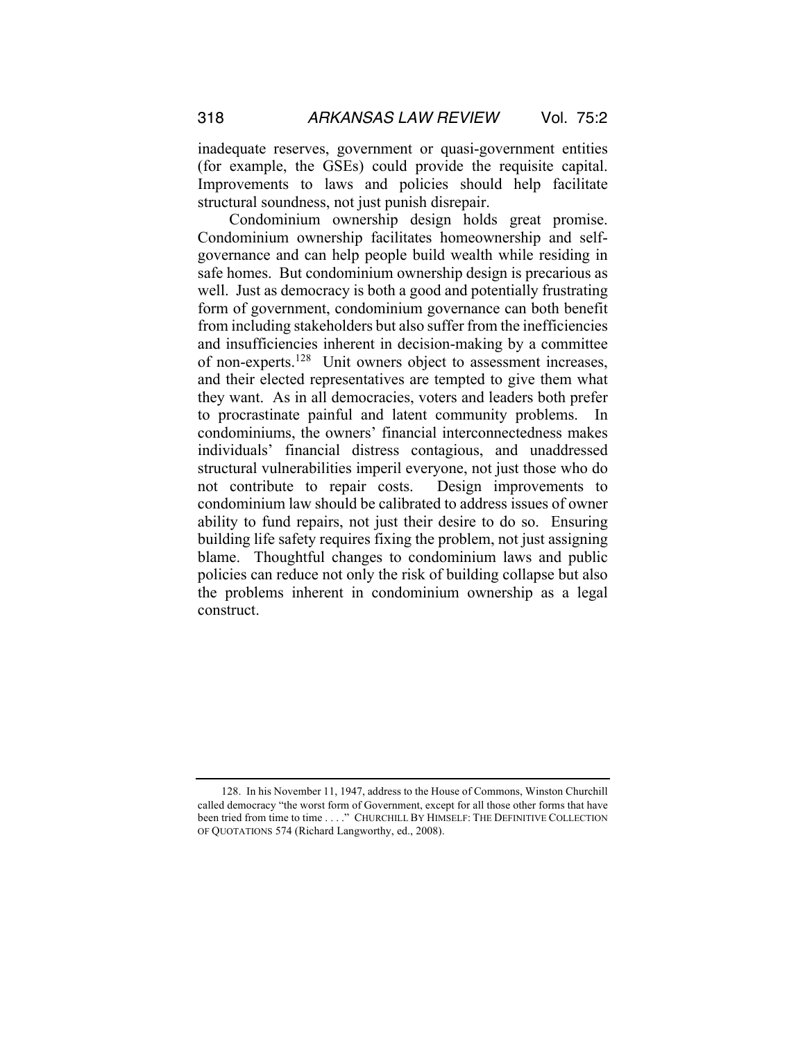inadequate reserves, government or quasi-government entities (for example, the GSEs) could provide the requisite capital. Improvements to laws and policies should help facilitate structural soundness, not just punish disrepair.

Condominium ownership design holds great promise. Condominium ownership facilitates homeownership and self-governance and can help people build wealth while residing in safe homes. But condominium ownership design is precarious as well. Just as democracy is both a good and potentially frustrating form of government, condominium governance can both benefit from including stakeholders but also suffer from the inefficiencies and insufficiencies inherent in decision-making by a committee of non-experts.[128] Unit owners object to assessment increases, and their elected representatives are tempted to give them what they want. As in all democracies, voters and leaders both prefer to procrastinate painful and latent community problems. In condominiums, the owners' financial interconnectedness makes individuals' financial distress contagious, and unaddressed structural vulnerabilities imperil everyone, not just those who do not contribute to repair costs. Design improvements to condominium law should be calibrated to address issues of owner ability to fund repairs, not just their desire to do so. Ensuring building life safety requires fixing the problem, not just assigning blame. Thoughtful changes to condominium laws and public policies can reduce not only the risk of building collapse but also the problems inherent in condominium ownership as a legal construct.

---

128. In his November 11, 1947, address to the House of Commons, Winston Churchill called democracy "the worst form of Government, except for all those other forms that have been tried from time to time . . . ." CHURCHILL BY HIMSELF: THE DEFINITIVE COLLECTION OF QUOTATIONS 574 (Richard Langworthy, ed., 2008).